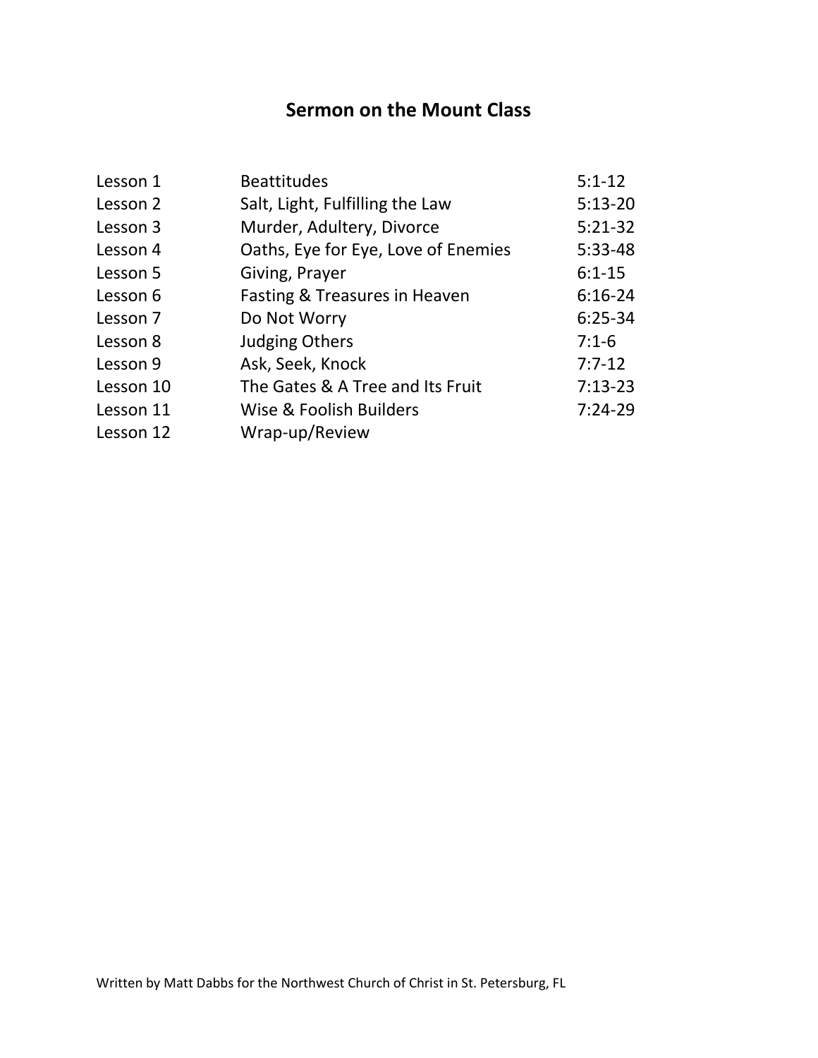# Sermon on the Mount Class

| | | |
|---|---|---|
| Lesson 1 | Beattitudes | 5:1-12 |
| Lesson 2 | Salt, Light, Fulfilling the Law | 5:13-20 |
| Lesson 3 | Murder, Adultery, Divorce | 5:21-32 |
| Lesson 4 | Oaths, Eye for Eye, Love of Enemies | 5:33-48 |
| Lesson 5 | Giving, Prayer | 6:1-15 |
| Lesson 6 | Fasting & Treasures in Heaven | 6:16-24 |
| Lesson 7 | Do Not Worry | 6:25-34 |
| Lesson 8 | Judging Others | 7:1-6 |
| Lesson 9 | Ask, Seek, Knock | 7:7-12 |
| Lesson 10 | The Gates & A Tree and Its Fruit | 7:13-23 |
| Lesson 11 | Wise & Foolish Builders | 7:24-29 |
| Lesson 12 | Wrap-up/Review | |

Written by Matt Dabbs for the Northwest Church of Christ in St. Petersburg, FL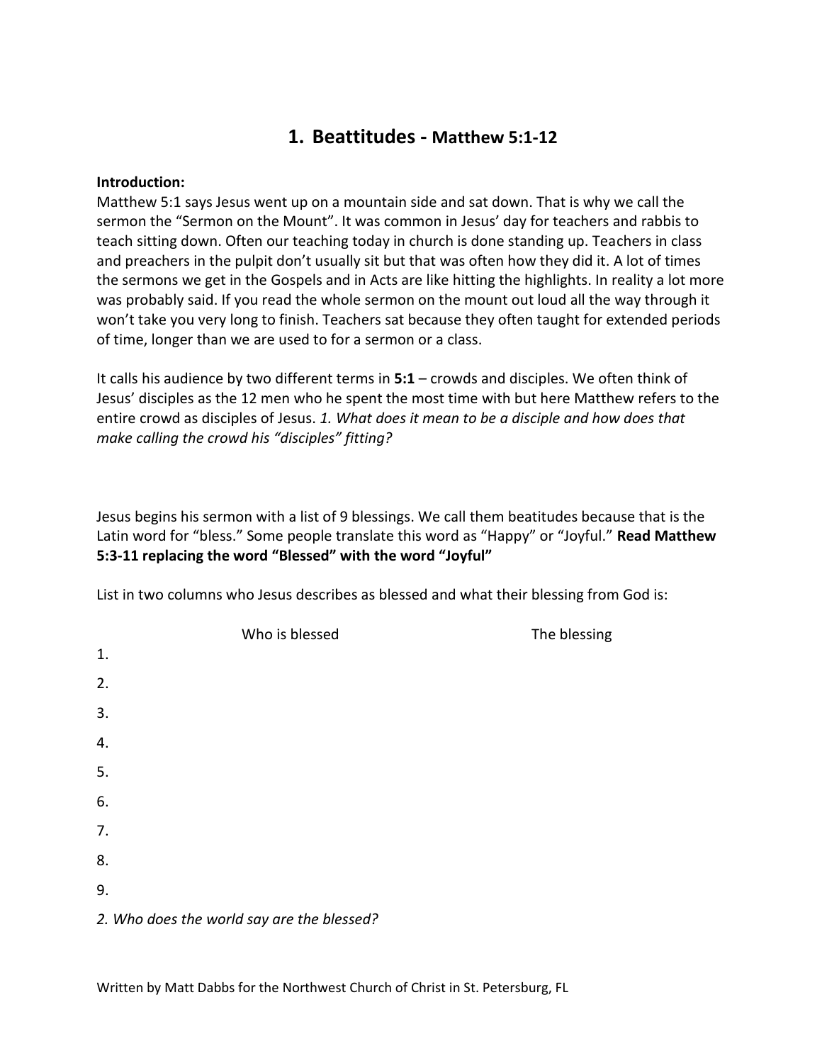# 1. Beattitudes - Matthew 5:1-12

**Introduction:**
Matthew 5:1 says Jesus went up on a mountain side and sat down. That is why we call the sermon the "Sermon on the Mount". It was common in Jesus' day for teachers and rabbis to teach sitting down. Often our teaching today in church is done standing up. Teachers in class and preachers in the pulpit don't usually sit but that was often how they did it. A lot of times the sermons we get in the Gospels and in Acts are like hitting the highlights. In reality a lot more was probably said. If you read the whole sermon on the mount out loud all the way through it won't take you very long to finish. Teachers sat because they often taught for extended periods of time, longer than we are used to for a sermon or a class.

It calls his audience by two different terms in **5:1** – crowds and disciples. We often think of Jesus' disciples as the 12 men who he spent the most time with but here Matthew refers to the entire crowd as disciples of Jesus. *1. What does it mean to be a disciple and how does that make calling the crowd his "disciples" fitting?*

Jesus begins his sermon with a list of 9 blessings. We call them beatitudes because that is the Latin word for "bless." Some people translate this word as "Happy" or "Joyful." **Read Matthew 5:3-11 replacing the word "Blessed" with the word "Joyful"**

List in two columns who Jesus describes as blessed and what their blessing from God is:

| | Who is blessed | The blessing |
|---|---|---|
| 1. | | |
| 2. | | |
| 3. | | |
| 4. | | |
| 5. | | |
| 6. | | |
| 7. | | |
| 8. | | |
| 9. | | |

*2. Who does the world say are the blessed?*

Written by Matt Dabbs for the Northwest Church of Christ in St. Petersburg, FL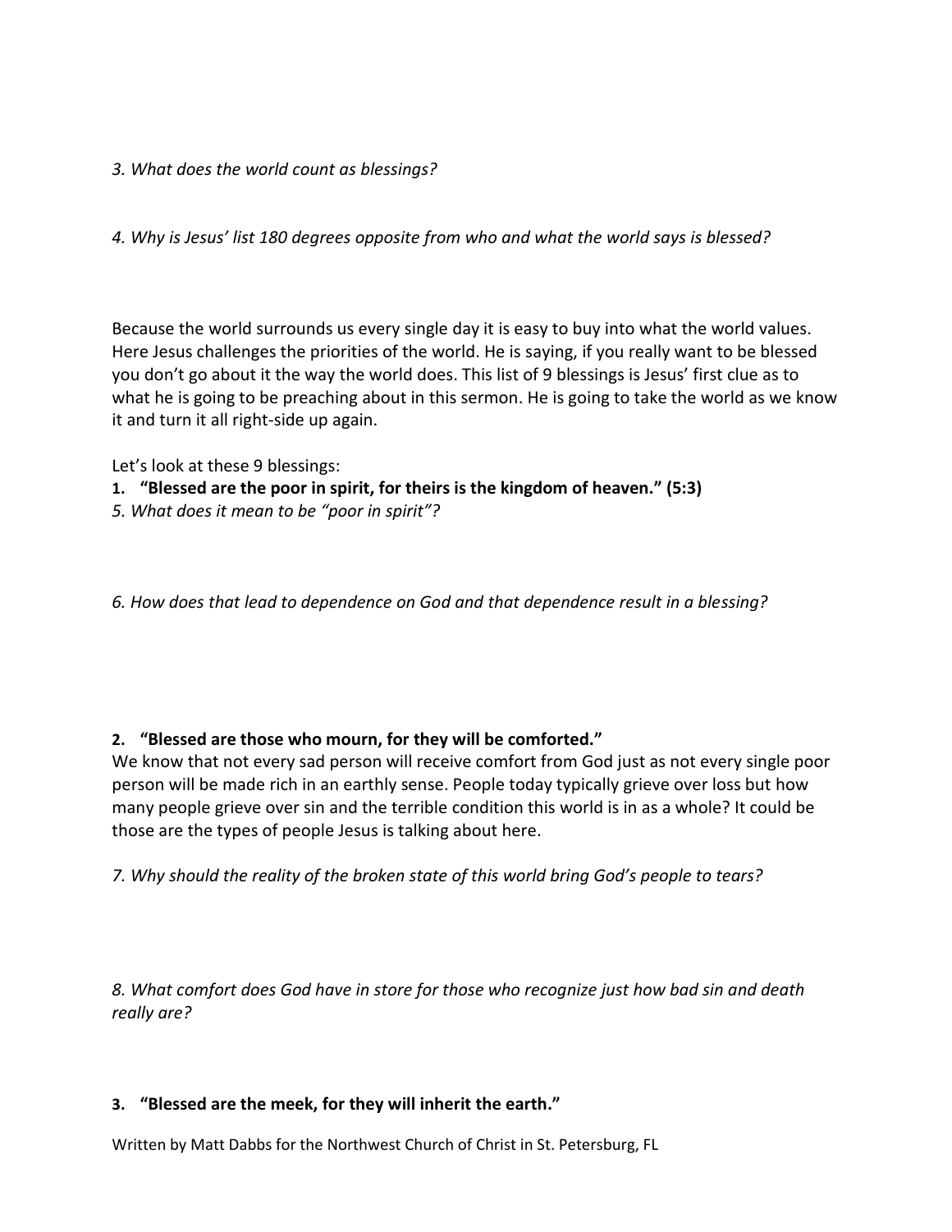*3. What does the world count as blessings?*

*4. Why is Jesus' list 180 degrees opposite from who and what the world says is blessed?*

Because the world surrounds us every single day it is easy to buy into what the world values. Here Jesus challenges the priorities of the world. He is saying, if you really want to be blessed you don't go about it the way the world does. This list of 9 blessings is Jesus' first clue as to what he is going to be preaching about in this sermon. He is going to take the world as we know it and turn it all right-side up again.

Let's look at these 9 blessings:

1. **"Blessed are the poor in spirit, for theirs is the kingdom of heaven." (5:3)**

*5. What does it mean to be "poor in spirit"?*

*6. How does that lead to dependence on God and that dependence result in a blessing?*

2. **"Blessed are those who mourn, for they will be comforted."**

We know that not every sad person will receive comfort from God just as not every single poor person will be made rich in an earthly sense. People today typically grieve over loss but how many people grieve over sin and the terrible condition this world is in as a whole? It could be those are the types of people Jesus is talking about here.

*7. Why should the reality of the broken state of this world bring God's people to tears?*

*8. What comfort does God have in store for those who recognize just how bad sin and death really are?*

3. **"Blessed are the meek, for they will inherit the earth."**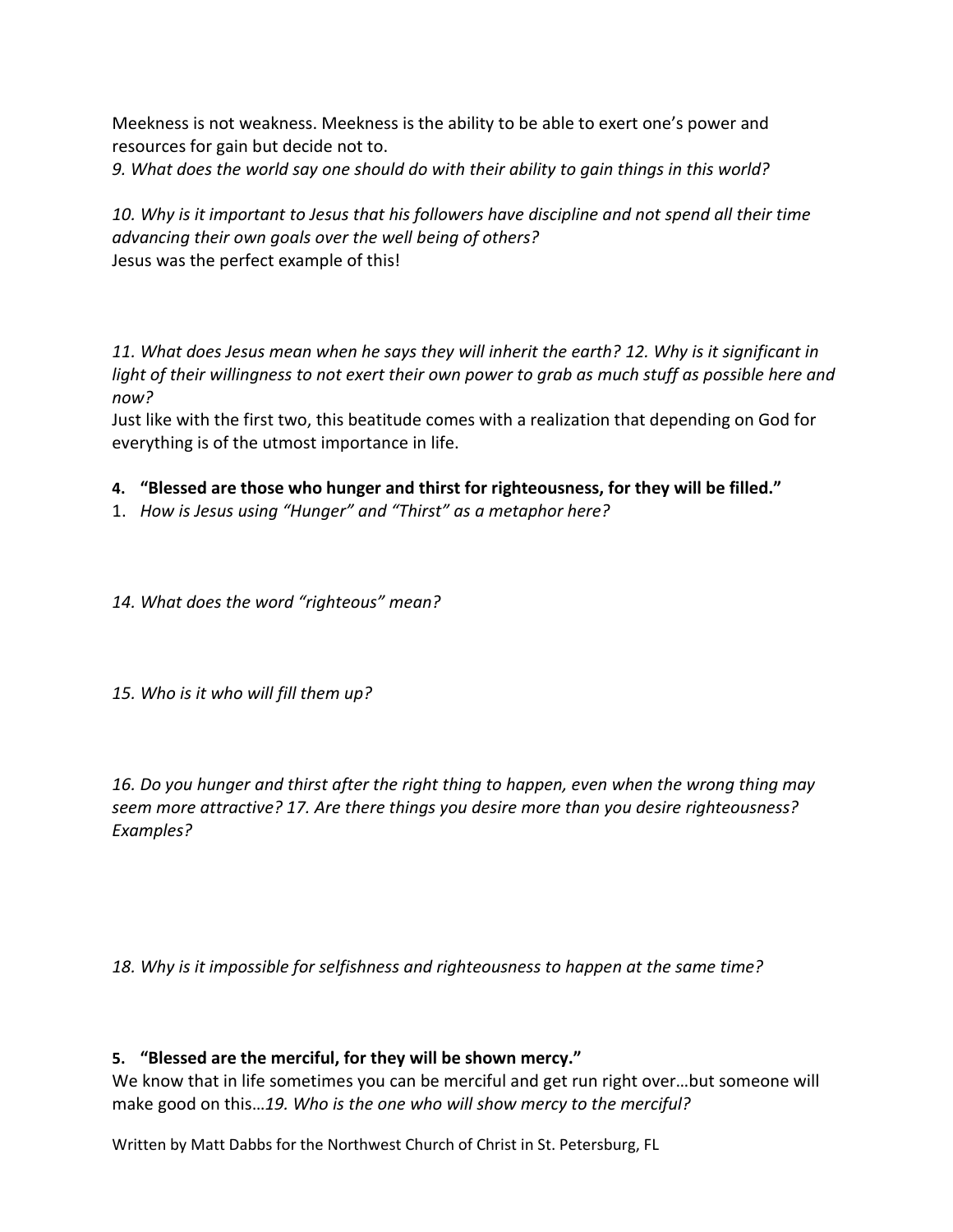Meekness is not weakness. Meekness is the ability to be able to exert one's power and resources for gain but decide not to.

*9. What does the world say one should do with their ability to gain things in this world?*

*10. Why is it important to Jesus that his followers have discipline and not spend all their time advancing their own goals over the well being of others?*

Jesus was the perfect example of this!

*11. What does Jesus mean when he says they will inherit the earth? 12. Why is it significant in light of their willingness to not exert their own power to grab as much stuff as possible here and now?*

Just like with the first two, this beatitude comes with a realization that depending on God for everything is of the utmost importance in life.

**4. "Blessed are those who hunger and thirst for righteousness, for they will be filled."**

1. *How is Jesus using "Hunger" and "Thirst" as a metaphor here?*

*14. What does the word "righteous" mean?*

*15. Who is it who will fill them up?*

*16. Do you hunger and thirst after the right thing to happen, even when the wrong thing may seem more attractive? 17. Are there things you desire more than you desire righteousness? Examples?*

*18. Why is it impossible for selfishness and righteousness to happen at the same time?*

**5. "Blessed are the merciful, for they will be shown mercy."**

We know that in life sometimes you can be merciful and get run right over…but someone will make good on this…*19. Who is the one who will show mercy to the merciful?*

Written by Matt Dabbs for the Northwest Church of Christ in St. Petersburg, FL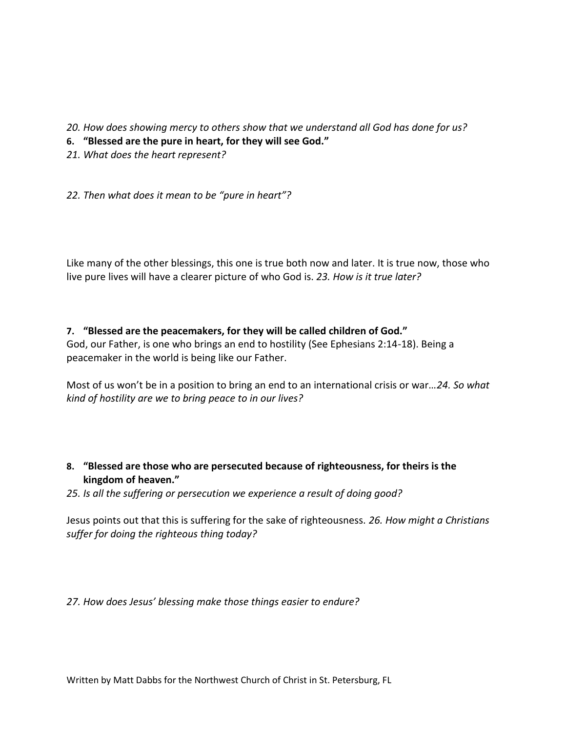*20. How does showing mercy to others show that we understand all God has done for us?*

6. **"Blessed are the pure in heart, for they will see God."**

*21. What does the heart represent?*

*22. Then what does it mean to be "pure in heart"?*

Like many of the other blessings, this one is true both now and later. It is true now, those who live pure lives will have a clearer picture of who God is. *23. How is it true later?*

7. **"Blessed are the peacemakers, for they will be called children of God."**

God, our Father, is one who brings an end to hostility (See Ephesians 2:14-18). Being a peacemaker in the world is being like our Father.

Most of us won't be in a position to bring an end to an international crisis or war…*24. So what kind of hostility are we to bring peace to in our lives?*

8. **"Blessed are those who are persecuted because of righteousness, for theirs is the kingdom of heaven."**

*25. Is all the suffering or persecution we experience a result of doing good?*

Jesus points out that this is suffering for the sake of righteousness. *26. How might a Christians suffer for doing the righteous thing today?*

*27. How does Jesus' blessing make those things easier to endure?*

Written by Matt Dabbs for the Northwest Church of Christ in St. Petersburg, FL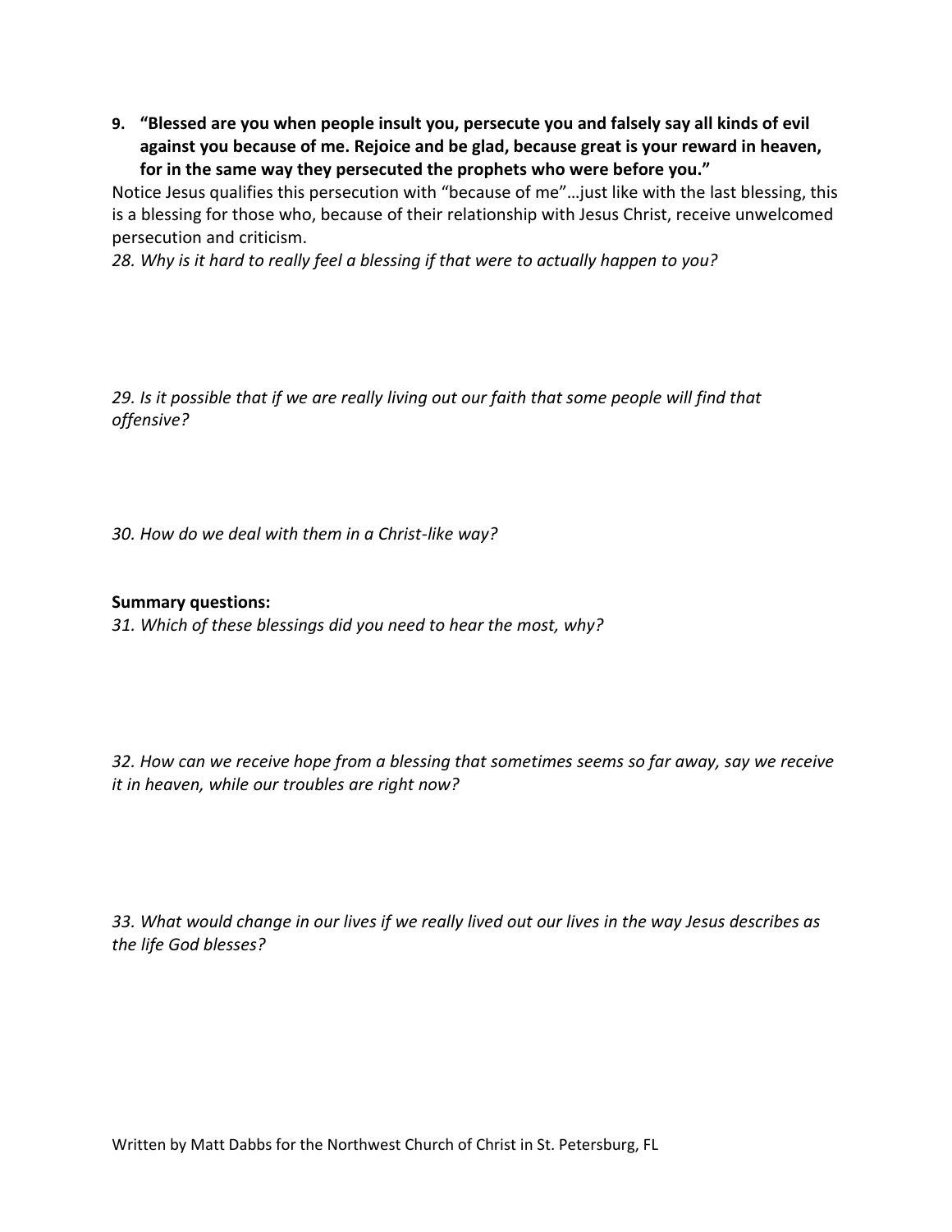9. **"Blessed are you when people insult you, persecute you and falsely say all kinds of evil against you because of me. Rejoice and be glad, because great is your reward in heaven, for in the same way they persecuted the prophets who were before you."**

Notice Jesus qualifies this persecution with "because of me"…just like with the last blessing, this is a blessing for those who, because of their relationship with Jesus Christ, receive unwelcomed persecution and criticism.

*28. Why is it hard to really feel a blessing if that were to actually happen to you?*

*29. Is it possible that if we are really living out our faith that some people will find that offensive?*

*30. How do we deal with them in a Christ-like way?*

**Summary questions:**

*31. Which of these blessings did you need to hear the most, why?*

*32. How can we receive hope from a blessing that sometimes seems so far away, say we receive it in heaven, while our troubles are right now?*

*33. What would change in our lives if we really lived out our lives in the way Jesus describes as the life God blesses?*

Written by Matt Dabbs for the Northwest Church of Christ in St. Petersburg, FL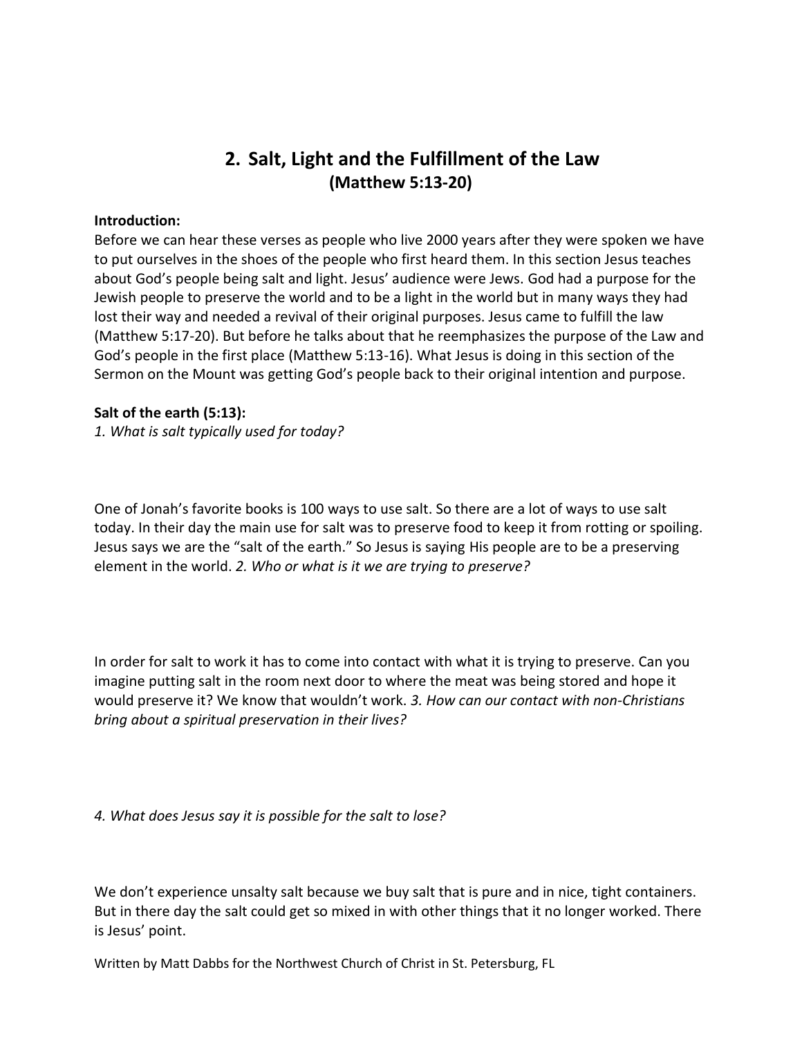# 2. Salt, Light and the Fulfillment of the Law
## (Matthew 5:13-20)

**Introduction:**
Before we can hear these verses as people who live 2000 years after they were spoken we have to put ourselves in the shoes of the people who first heard them. In this section Jesus teaches about God's people being salt and light. Jesus' audience were Jews. God had a purpose for the Jewish people to preserve the world and to be a light in the world but in many ways they had lost their way and needed a revival of their original purposes. Jesus came to fulfill the law (Matthew 5:17-20). But before he talks about that he reemphasizes the purpose of the Law and God's people in the first place (Matthew 5:13-16). What Jesus is doing in this section of the Sermon on the Mount was getting God's people back to their original intention and purpose.

**Salt of the earth (5:13):**
*1. What is salt typically used for today?*

One of Jonah's favorite books is 100 ways to use salt. So there are a lot of ways to use salt today. In their day the main use for salt was to preserve food to keep it from rotting or spoiling. Jesus says we are the "salt of the earth." So Jesus is saying His people are to be a preserving element in the world. *2. Who or what is it we are trying to preserve?*

In order for salt to work it has to come into contact with what it is trying to preserve. Can you imagine putting salt in the room next door to where the meat was being stored and hope it would preserve it? We know that wouldn't work. *3. How can our contact with non-Christians bring about a spiritual preservation in their lives?*

*4. What does Jesus say it is possible for the salt to lose?*

We don't experience unsalty salt because we buy salt that is pure and in nice, tight containers. But in there day the salt could get so mixed in with other things that it no longer worked. There is Jesus' point.

Written by Matt Dabbs for the Northwest Church of Christ in St. Petersburg, FL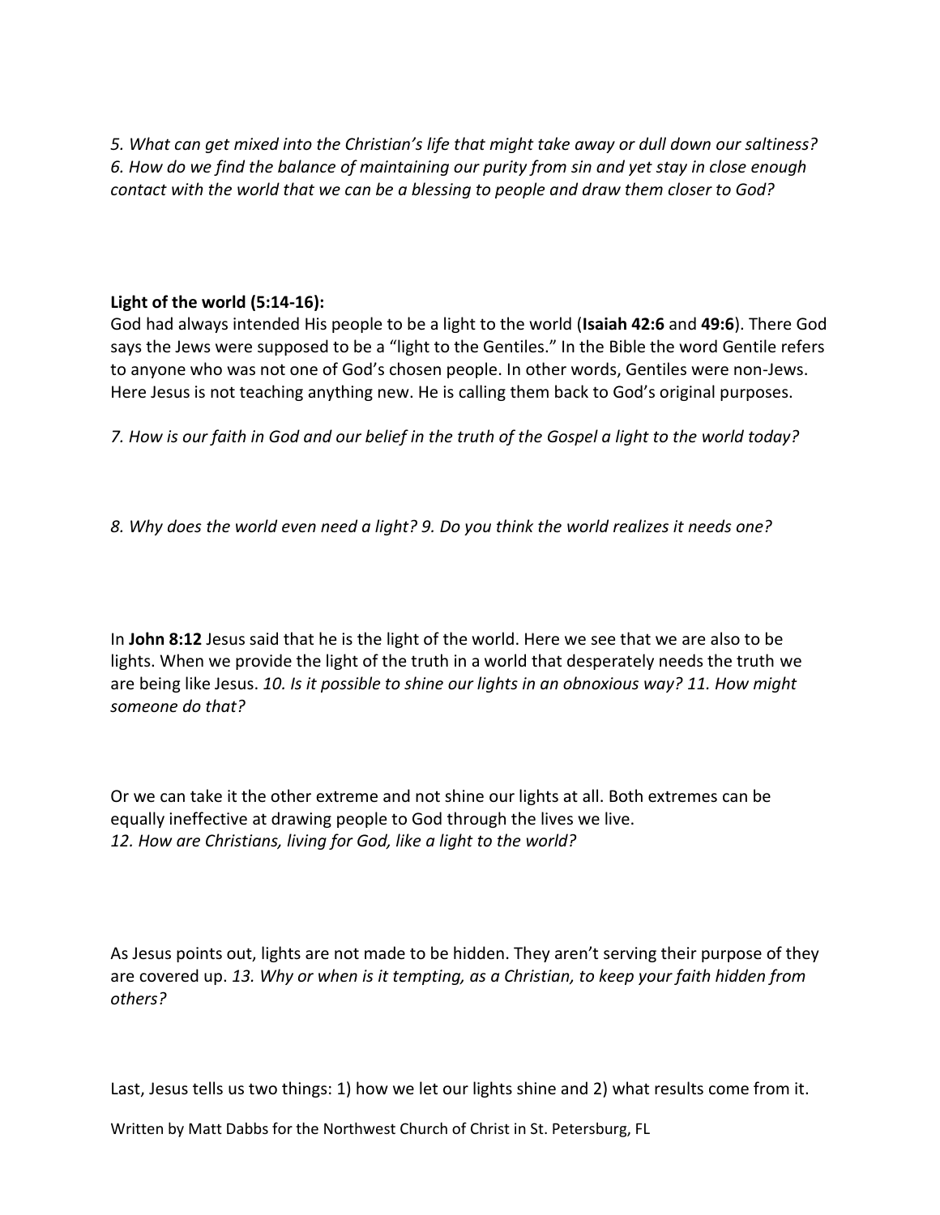*5. What can get mixed into the Christian's life that might take away or dull down our saltiness?*
*6. How do we find the balance of maintaining our purity from sin and yet stay in close enough contact with the world that we can be a blessing to people and draw them closer to God?*

**Light of the world (5:14-16):**
God had always intended His people to be a light to the world (**Isaiah 42:6** and **49:6**). There God says the Jews were supposed to be a "light to the Gentiles." In the Bible the word Gentile refers to anyone who was not one of God's chosen people. In other words, Gentiles were non-Jews. Here Jesus is not teaching anything new. He is calling them back to God's original purposes.

*7. How is our faith in God and our belief in the truth of the Gospel a light to the world today?*

*8. Why does the world even need a light? 9. Do you think the world realizes it needs one?*

In **John 8:12** Jesus said that he is the light of the world. Here we see that we are also to be lights. When we provide the light of the truth in a world that desperately needs the truth we are being like Jesus. *10. Is it possible to shine our lights in an obnoxious way? 11. How might someone do that?*

Or we can take it the other extreme and not shine our lights at all. Both extremes can be equally ineffective at drawing people to God through the lives we live.
*12. How are Christians, living for God, like a light to the world?*

As Jesus points out, lights are not made to be hidden. They aren't serving their purpose of they are covered up. *13. Why or when is it tempting, as a Christian, to keep your faith hidden from others?*

Last, Jesus tells us two things: 1) how we let our lights shine and 2) what results come from it.

Written by Matt Dabbs for the Northwest Church of Christ in St. Petersburg, FL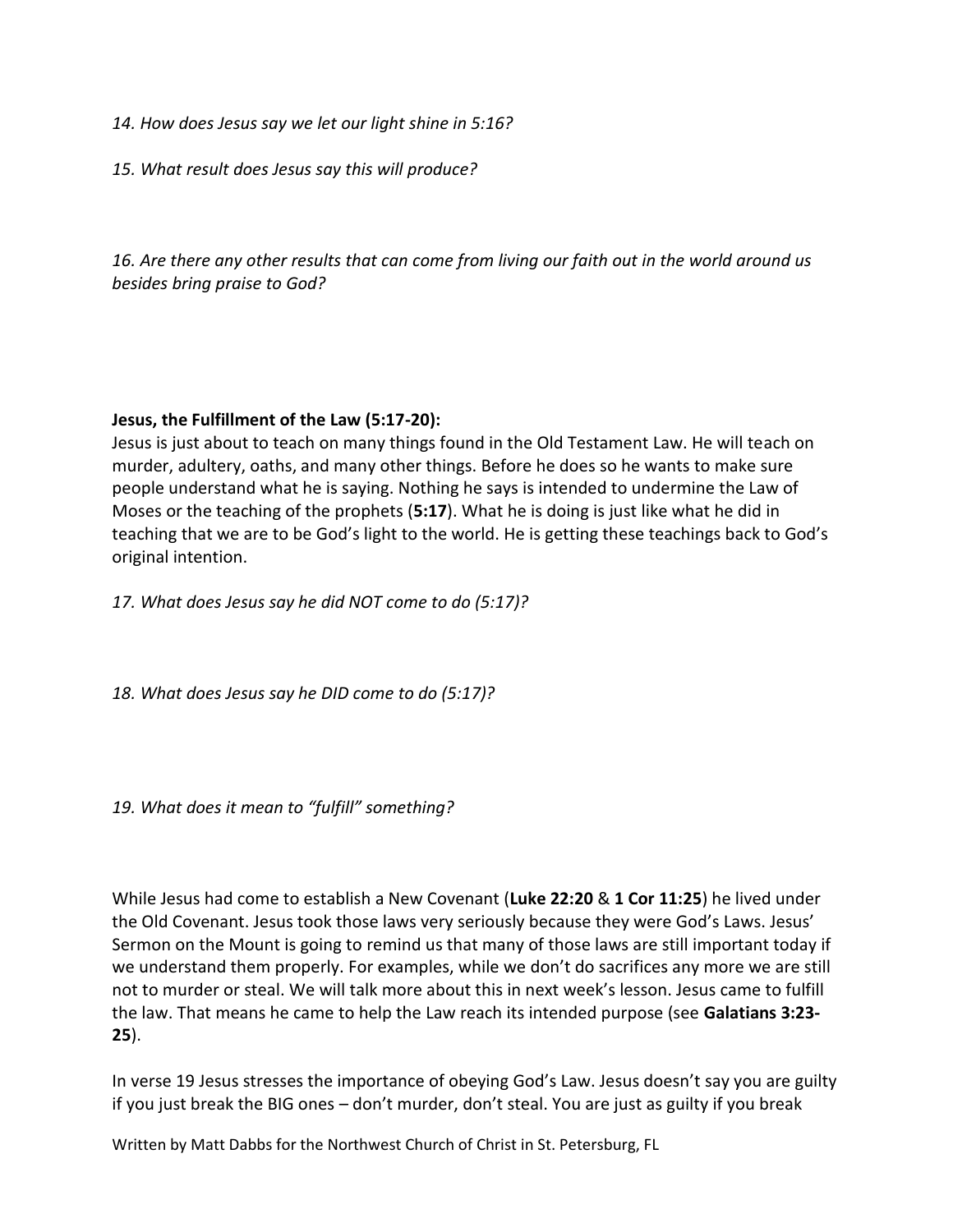*14. How does Jesus say we let our light shine in 5:16?*

*15. What result does Jesus say this will produce?*

*16. Are there any other results that can come from living our faith out in the world around us besides bring praise to God?*

**Jesus, the Fulfillment of the Law (5:17-20):**

Jesus is just about to teach on many things found in the Old Testament Law. He will teach on murder, adultery, oaths, and many other things. Before he does so he wants to make sure people understand what he is saying. Nothing he says is intended to undermine the Law of Moses or the teaching of the prophets (**5:17**). What he is doing is just like what he did in teaching that we are to be God's light to the world. He is getting these teachings back to God's original intention.

*17. What does Jesus say he did NOT come to do (5:17)?*

*18. What does Jesus say he DID come to do (5:17)?*

*19. What does it mean to "fulfill" something?*

While Jesus had come to establish a New Covenant (**Luke 22:20** & **1 Cor 11:25**) he lived under the Old Covenant. Jesus took those laws very seriously because they were God's Laws. Jesus' Sermon on the Mount is going to remind us that many of those laws are still important today if we understand them properly. For examples, while we don't do sacrifices any more we are still not to murder or steal. We will talk more about this in next week's lesson. Jesus came to fulfill the law. That means he came to help the Law reach its intended purpose (see **Galatians 3:23-25**).

In verse 19 Jesus stresses the importance of obeying God's Law. Jesus doesn't say you are guilty if you just break the BIG ones – don't murder, don't steal. You are just as guilty if you break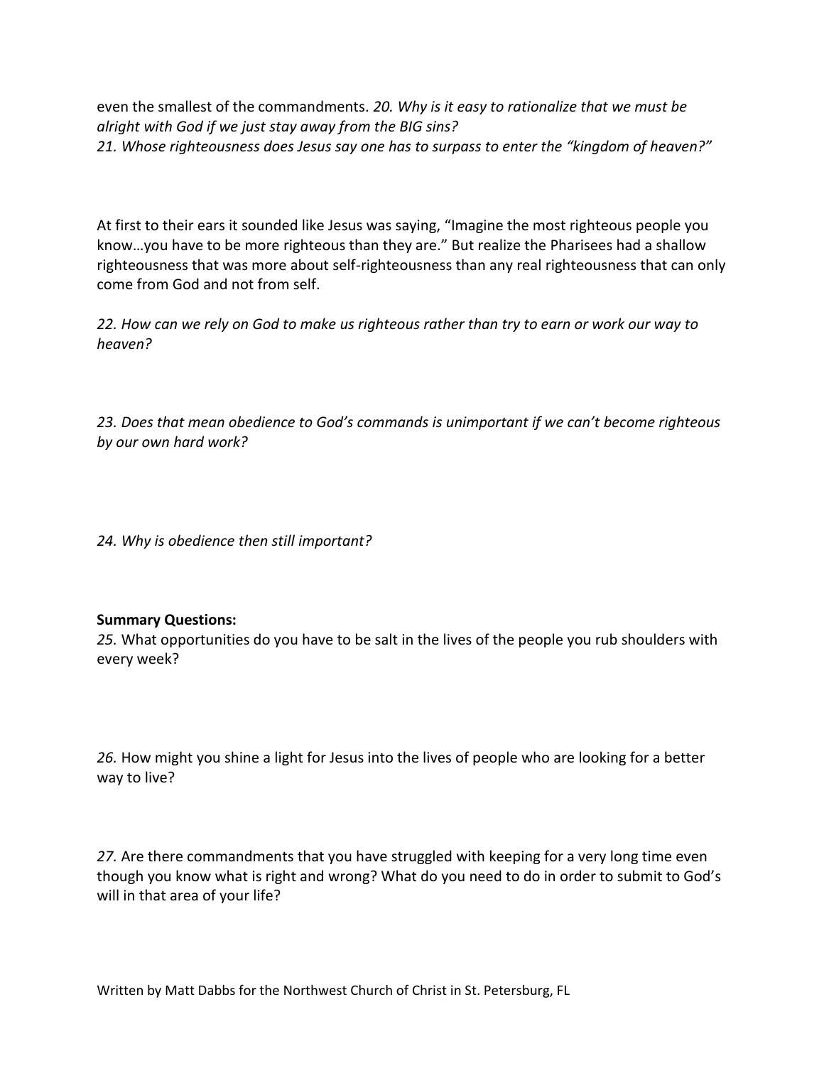even the smallest of the commandments. *20. Why is it easy to rationalize that we must be alright with God if we just stay away from the BIG sins?*
*21. Whose righteousness does Jesus say one has to surpass to enter the "kingdom of heaven?"*

At first to their ears it sounded like Jesus was saying, "Imagine the most righteous people you know…you have to be more righteous than they are." But realize the Pharisees had a shallow righteousness that was more about self-righteousness than any real righteousness that can only come from God and not from self.

*22. How can we rely on God to make us righteous rather than try to earn or work our way to heaven?*

*23. Does that mean obedience to God's commands is unimportant if we can't become righteous by our own hard work?*

*24. Why is obedience then still important?*

**Summary Questions:**
*25.* What opportunities do you have to be salt in the lives of the people you rub shoulders with every week?

*26.* How might you shine a light for Jesus into the lives of people who are looking for a better way to live?

*27.* Are there commandments that you have struggled with keeping for a very long time even though you know what is right and wrong? What do you need to do in order to submit to God's will in that area of your life?

Written by Matt Dabbs for the Northwest Church of Christ in St. Petersburg, FL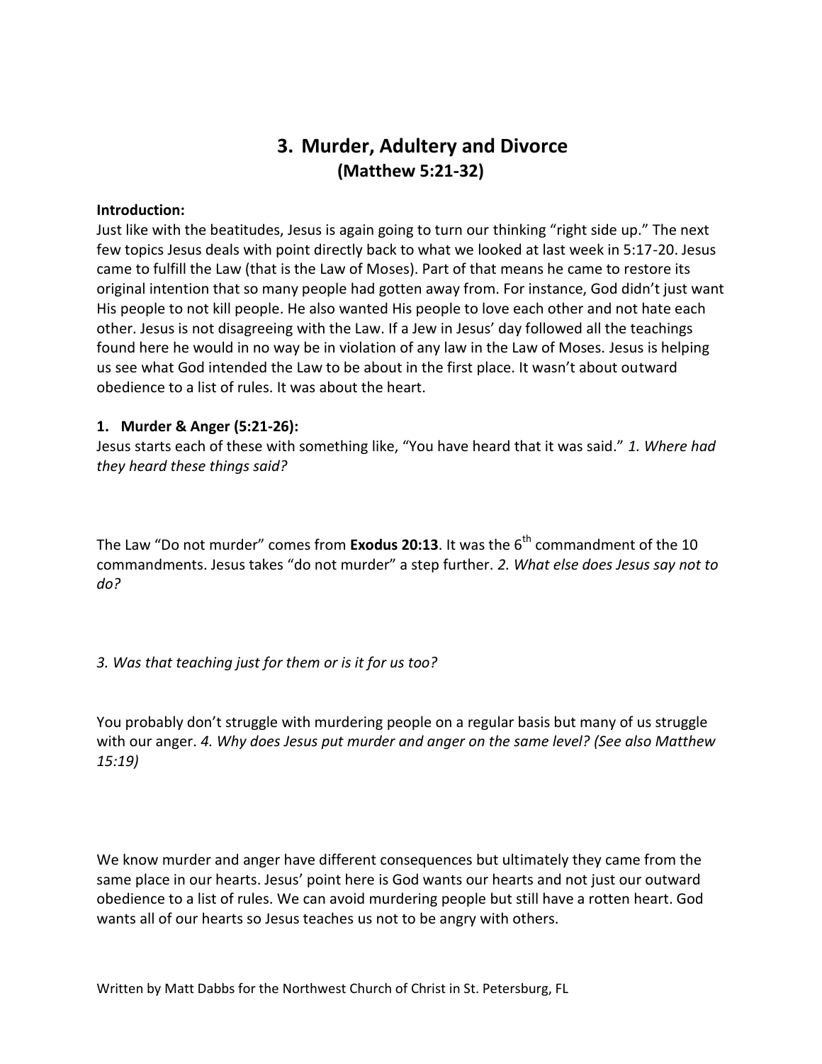# 3. Murder, Adultery and Divorce
## (Matthew 5:21-32)

**Introduction:**
Just like with the beatitudes, Jesus is again going to turn our thinking "right side up." The next few topics Jesus deals with point directly back to what we looked at last week in 5:17-20. Jesus came to fulfill the Law (that is the Law of Moses). Part of that means he came to restore its original intention that so many people had gotten away from. For instance, God didn't just want His people to not kill people. He also wanted His people to love each other and not hate each other. Jesus is not disagreeing with the Law. If a Jew in Jesus' day followed all the teachings found here he would in no way be in violation of any law in the Law of Moses. Jesus is helping us see what God intended the Law to be about in the first place. It wasn't about outward obedience to a list of rules. It was about the heart.

**1. Murder & Anger (5:21-26):**
Jesus starts each of these with something like, "You have heard that it was said." *1. Where had they heard these things said?*

The Law "Do not murder" comes from **Exodus 20:13**. It was the 6th commandment of the 10 commandments. Jesus takes "do not murder" a step further. *2. What else does Jesus say not to do?*

*3. Was that teaching just for them or is it for us too?*

You probably don't struggle with murdering people on a regular basis but many of us struggle with our anger. *4. Why does Jesus put murder and anger on the same level? (See also Matthew 15:19)*

We know murder and anger have different consequences but ultimately they came from the same place in our hearts. Jesus' point here is God wants our hearts and not just our outward obedience to a list of rules. We can avoid murdering people but still have a rotten heart. God wants all of our hearts so Jesus teaches us not to be angry with others.

Written by Matt Dabbs for the Northwest Church of Christ in St. Petersburg, FL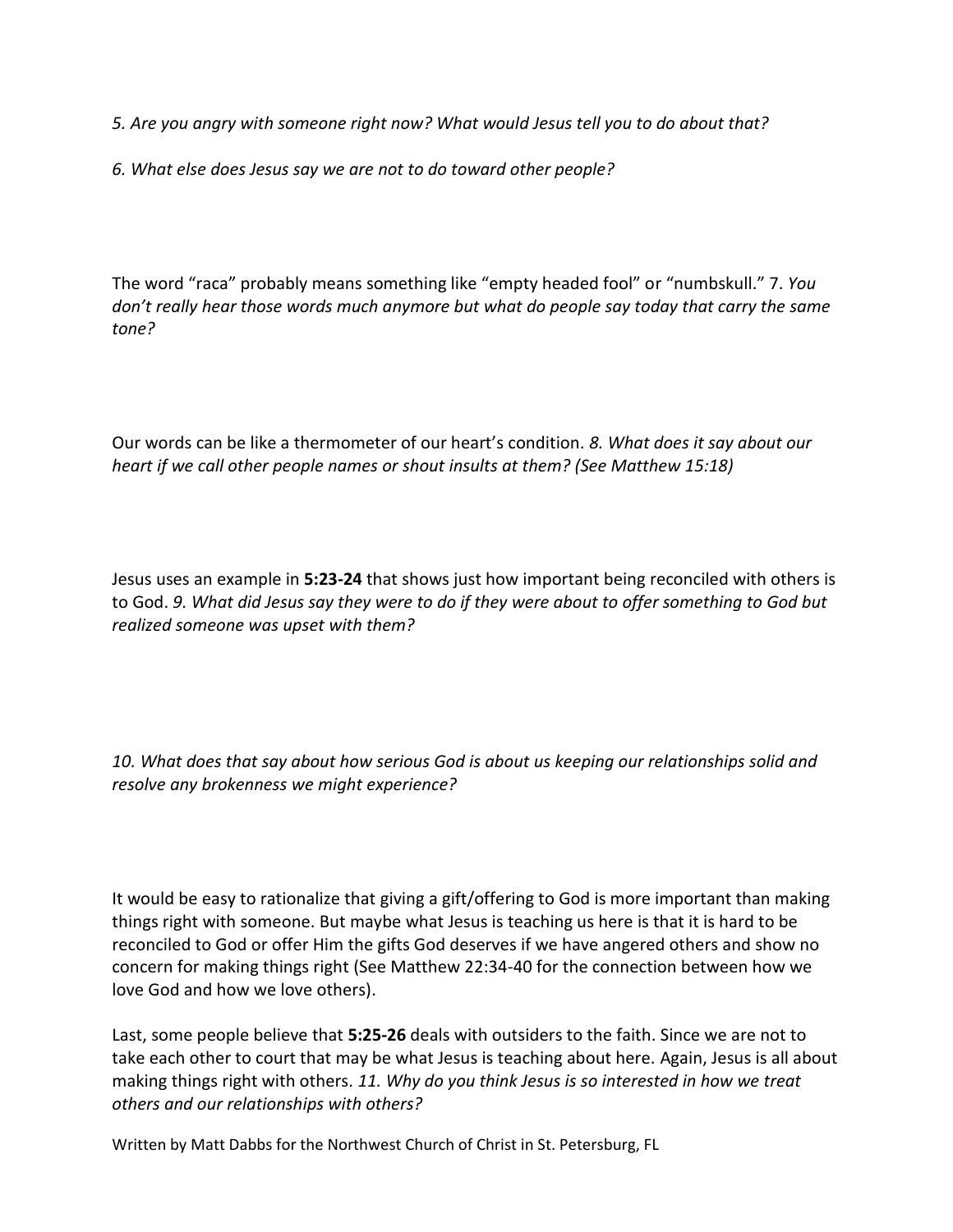*5. Are you angry with someone right now? What would Jesus tell you to do about that?*

*6. What else does Jesus say we are not to do toward other people?*

The word “raca” probably means something like “empty headed fool” or “numbskull.” 7. *You don’t really hear those words much anymore but what do people say today that carry the same tone?*

Our words can be like a thermometer of our heart’s condition. *8. What does it say about our heart if we call other people names or shout insults at them? (See Matthew 15:18)*

Jesus uses an example in **5:23-24** that shows just how important being reconciled with others is to God. *9. What did Jesus say they were to do if they were about to offer something to God but realized someone was upset with them?*

*10. What does that say about how serious God is about us keeping our relationships solid and resolve any brokenness we might experience?*

It would be easy to rationalize that giving a gift/offering to God is more important than making things right with someone. But maybe what Jesus is teaching us here is that it is hard to be reconciled to God or offer Him the gifts God deserves if we have angered others and show no concern for making things right (See Matthew 22:34-40 for the connection between how we love God and how we love others).

Last, some people believe that **5:25-26** deals with outsiders to the faith. Since we are not to take each other to court that may be what Jesus is teaching about here. Again, Jesus is all about making things right with others. *11. Why do you think Jesus is so interested in how we treat others and our relationships with others?*

Written by Matt Dabbs for the Northwest Church of Christ in St. Petersburg, FL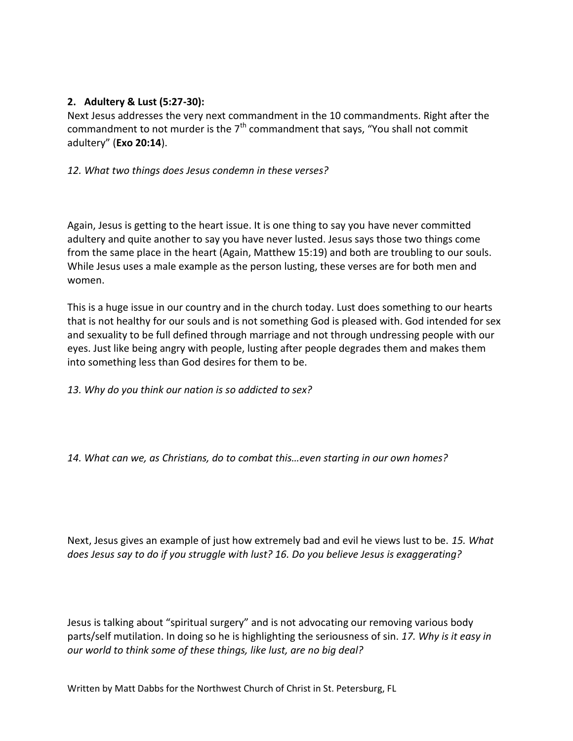## 2. Adultery & Lust (5:27-30):

Next Jesus addresses the very next commandment in the 10 commandments. Right after the commandment to not murder is the 7th commandment that says, "You shall not commit adultery" (**Exo 20:14**).

*12. What two things does Jesus condemn in these verses?*

Again, Jesus is getting to the heart issue. It is one thing to say you have never committed adultery and quite another to say you have never lusted. Jesus says those two things come from the same place in the heart (Again, Matthew 15:19) and both are troubling to our souls. While Jesus uses a male example as the person lusting, these verses are for both men and women.

This is a huge issue in our country and in the church today. Lust does something to our hearts that is not healthy for our souls and is not something God is pleased with. God intended for sex and sexuality to be full defined through marriage and not through undressing people with our eyes. Just like being angry with people, lusting after people degrades them and makes them into something less than God desires for them to be.

*13. Why do you think our nation is so addicted to sex?*

*14. What can we, as Christians, do to combat this…even starting in our own homes?*

Next, Jesus gives an example of just how extremely bad and evil he views lust to be. *15. What does Jesus say to do if you struggle with lust? 16. Do you believe Jesus is exaggerating?*

Jesus is talking about "spiritual surgery" and is not advocating our removing various body parts/self mutilation. In doing so he is highlighting the seriousness of sin. *17. Why is it easy in our world to think some of these things, like lust, are no big deal?*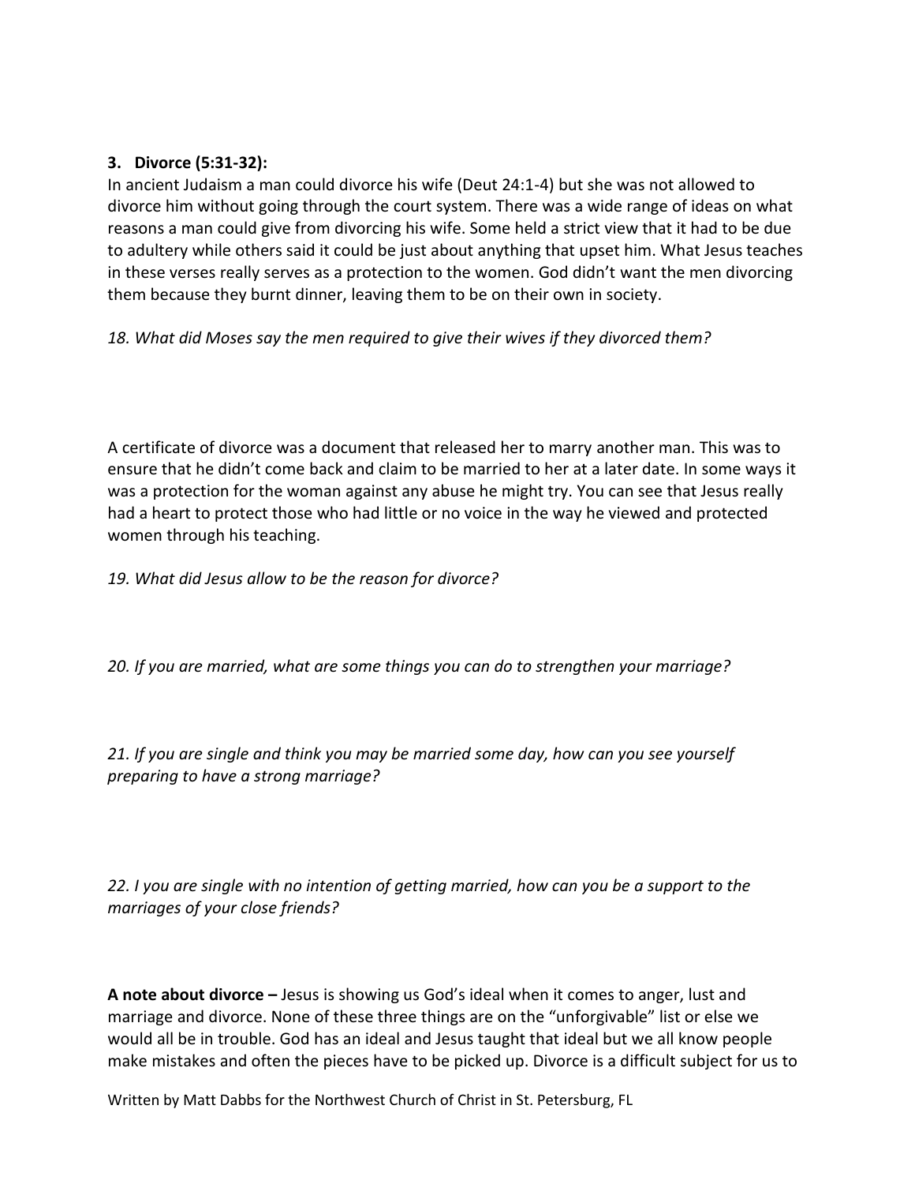**3. Divorce (5:31-32):**

In ancient Judaism a man could divorce his wife (Deut 24:1-4) but she was not allowed to divorce him without going through the court system. There was a wide range of ideas on what reasons a man could give from divorcing his wife. Some held a strict view that it had to be due to adultery while others said it could be just about anything that upset him. What Jesus teaches in these verses really serves as a protection to the women. God didn't want the men divorcing them because they burnt dinner, leaving them to be on their own in society.

*18. What did Moses say the men required to give their wives if they divorced them?*

A certificate of divorce was a document that released her to marry another man. This was to ensure that he didn't come back and claim to be married to her at a later date. In some ways it was a protection for the woman against any abuse he might try. You can see that Jesus really had a heart to protect those who had little or no voice in the way he viewed and protected women through his teaching.

*19. What did Jesus allow to be the reason for divorce?*

*20. If you are married, what are some things you can do to strengthen your marriage?*

*21. If you are single and think you may be married some day, how can you see yourself preparing to have a strong marriage?*

*22. I you are single with no intention of getting married, how can you be a support to the marriages of your close friends?*

**A note about divorce –** Jesus is showing us God's ideal when it comes to anger, lust and marriage and divorce. None of these three things are on the "unforgivable" list or else we would all be in trouble. God has an ideal and Jesus taught that ideal but we all know people make mistakes and often the pieces have to be picked up. Divorce is a difficult subject for us to

Written by Matt Dabbs for the Northwest Church of Christ in St. Petersburg, FL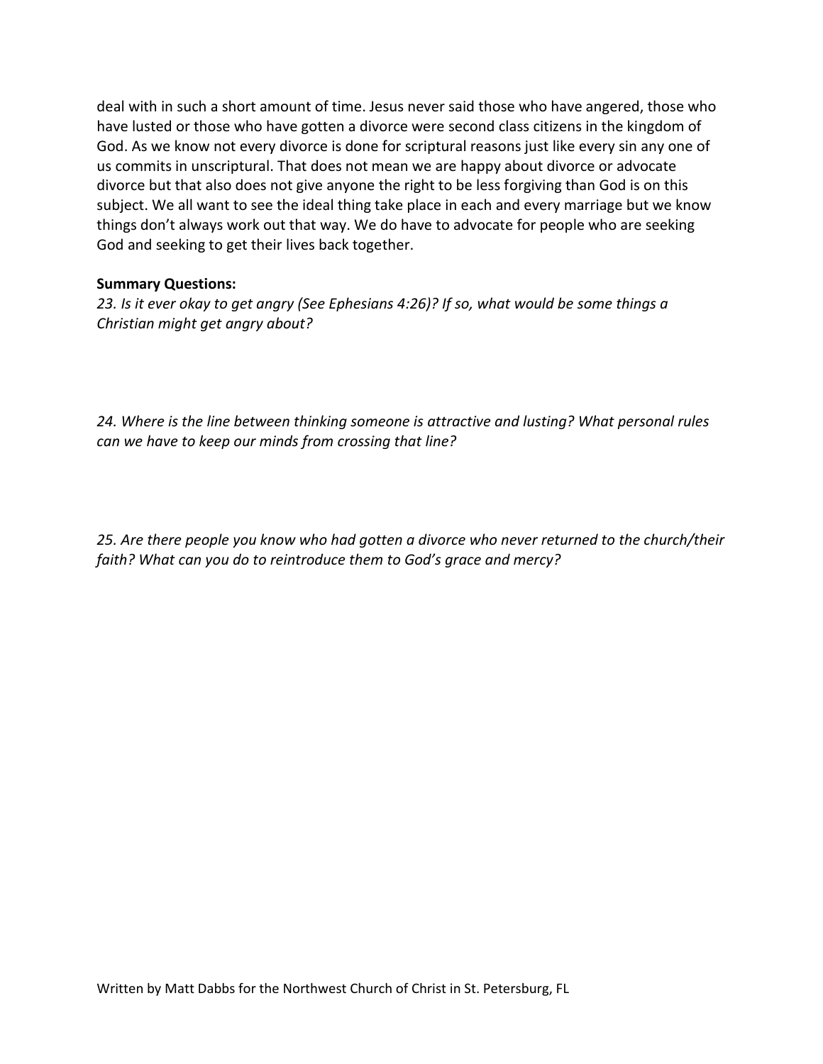deal with in such a short amount of time. Jesus never said those who have angered, those who have lusted or those who have gotten a divorce were second class citizens in the kingdom of God. As we know not every divorce is done for scriptural reasons just like every sin any one of us commits in unscriptural. That does not mean we are happy about divorce or advocate divorce but that also does not give anyone the right to be less forgiving than God is on this subject. We all want to see the ideal thing take place in each and every marriage but we know things don't always work out that way. We do have to advocate for people who are seeking God and seeking to get their lives back together.

**Summary Questions:**

*23. Is it ever okay to get angry (See Ephesians 4:26)? If so, what would be some things a Christian might get angry about?*

*24. Where is the line between thinking someone is attractive and lusting? What personal rules can we have to keep our minds from crossing that line?*

*25. Are there people you know who had gotten a divorce who never returned to the church/their faith? What can you do to reintroduce them to God's grace and mercy?*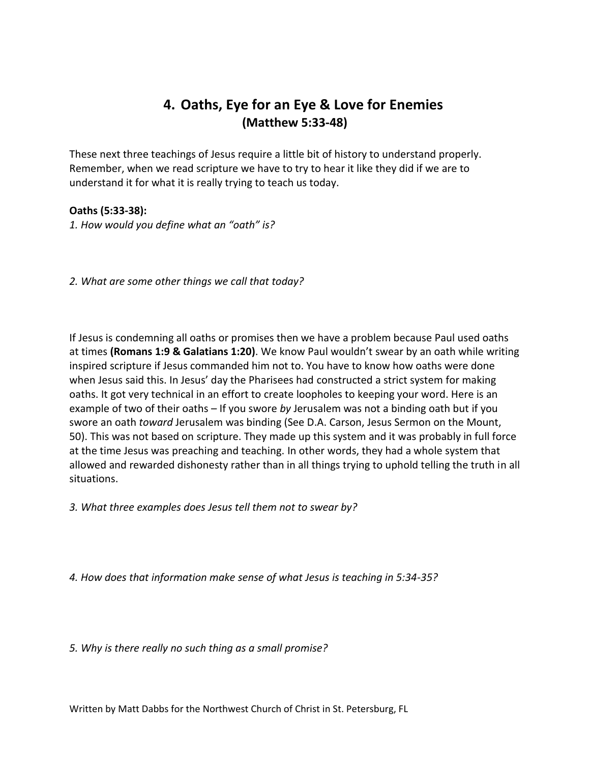# 4. Oaths, Eye for an Eye & Love for Enemies
## (Matthew 5:33-48)

These next three teachings of Jesus require a little bit of history to understand properly. Remember, when we read scripture we have to try to hear it like they did if we are to understand it for what it is really trying to teach us today.

**Oaths (5:33-38):**

*1. How would you define what an "oath" is?*

*2. What are some other things we call that today?*

If Jesus is condemning all oaths or promises then we have a problem because Paul used oaths at times **(Romans 1:9 & Galatians 1:20)**. We know Paul wouldn't swear by an oath while writing inspired scripture if Jesus commanded him not to. You have to know how oaths were done when Jesus said this. In Jesus' day the Pharisees had constructed a strict system for making oaths. It got very technical in an effort to create loopholes to keeping your word. Here is an example of two of their oaths – If you swore *by* Jerusalem was not a binding oath but if you swore an oath *toward* Jerusalem was binding (See D.A. Carson, Jesus Sermon on the Mount, 50). This was not based on scripture. They made up this system and it was probably in full force at the time Jesus was preaching and teaching. In other words, they had a whole system that allowed and rewarded dishonesty rather than in all things trying to uphold telling the truth in all situations.

*3. What three examples does Jesus tell them not to swear by?*

*4. How does that information make sense of what Jesus is teaching in 5:34-35?*

*5. Why is there really no such thing as a small promise?*

Written by Matt Dabbs for the Northwest Church of Christ in St. Petersburg, FL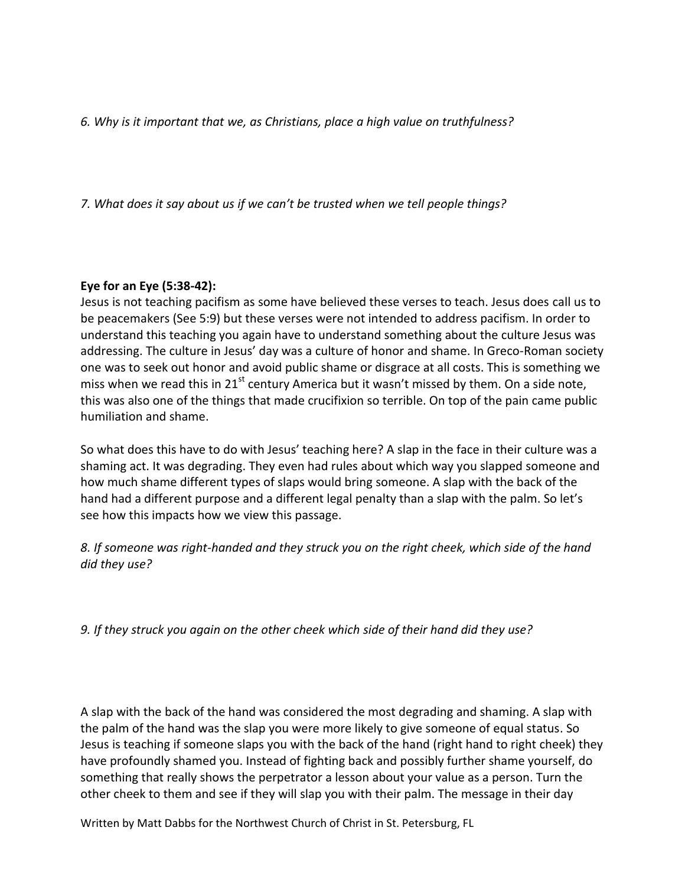*6. Why is it important that we, as Christians, place a high value on truthfulness?*

*7. What does it say about us if we can't be trusted when we tell people things?*

**Eye for an Eye (5:38-42):**

Jesus is not teaching pacifism as some have believed these verses to teach. Jesus does call us to be peacemakers (See 5:9) but these verses were not intended to address pacifism. In order to understand this teaching you again have to understand something about the culture Jesus was addressing. The culture in Jesus' day was a culture of honor and shame. In Greco-Roman society one was to seek out honor and avoid public shame or disgrace at all costs. This is something we miss when we read this in 21st century America but it wasn't missed by them. On a side note, this was also one of the things that made crucifixion so terrible. On top of the pain came public humiliation and shame.

So what does this have to do with Jesus' teaching here? A slap in the face in their culture was a shaming act. It was degrading. They even had rules about which way you slapped someone and how much shame different types of slaps would bring someone. A slap with the back of the hand had a different purpose and a different legal penalty than a slap with the palm. So let's see how this impacts how we view this passage.

*8. If someone was right-handed and they struck you on the right cheek, which side of the hand did they use?*

*9. If they struck you again on the other cheek which side of their hand did they use?*

A slap with the back of the hand was considered the most degrading and shaming. A slap with the palm of the hand was the slap you were more likely to give someone of equal status. So Jesus is teaching if someone slaps you with the back of the hand (right hand to right cheek) they have profoundly shamed you. Instead of fighting back and possibly further shame yourself, do something that really shows the perpetrator a lesson about your value as a person. Turn the other cheek to them and see if they will slap you with their palm. The message in their day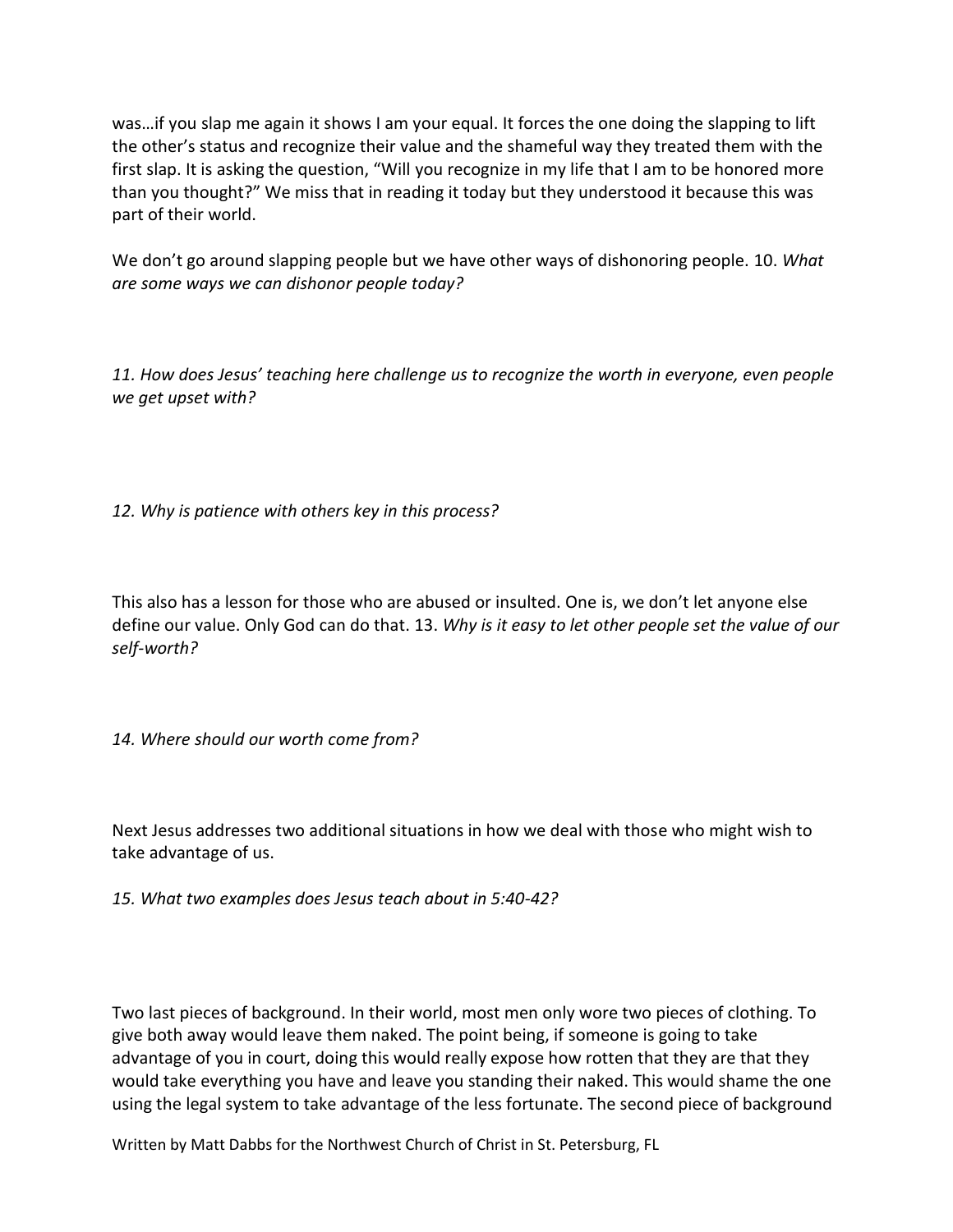was…if you slap me again it shows I am your equal. It forces the one doing the slapping to lift the other's status and recognize their value and the shameful way they treated them with the first slap. It is asking the question, "Will you recognize in my life that I am to be honored more than you thought?" We miss that in reading it today but they understood it because this was part of their world.

We don't go around slapping people but we have other ways of dishonoring people. 10. *What are some ways we can dishonor people today?*

*11. How does Jesus' teaching here challenge us to recognize the worth in everyone, even people we get upset with?*

*12. Why is patience with others key in this process?*

This also has a lesson for those who are abused or insulted. One is, we don't let anyone else define our value. Only God can do that. 13. *Why is it easy to let other people set the value of our self-worth?*

*14. Where should our worth come from?*

Next Jesus addresses two additional situations in how we deal with those who might wish to take advantage of us.

*15. What two examples does Jesus teach about in 5:40-42?*

Two last pieces of background. In their world, most men only wore two pieces of clothing. To give both away would leave them naked. The point being, if someone is going to take advantage of you in court, doing this would really expose how rotten that they are that they would take everything you have and leave you standing their naked. This would shame the one using the legal system to take advantage of the less fortunate. The second piece of background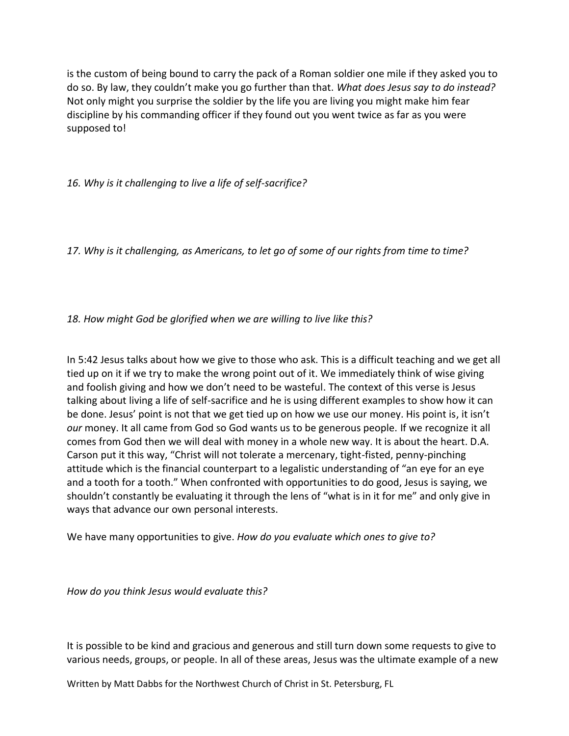is the custom of being bound to carry the pack of a Roman soldier one mile if they asked you to do so. By law, they couldn't make you go further than that. *What does Jesus say to do instead?* Not only might you surprise the soldier by the life you are living you might make him fear discipline by his commanding officer if they found out you went twice as far as you were supposed to!

*16. Why is it challenging to live a life of self-sacrifice?*

*17. Why is it challenging, as Americans, to let go of some of our rights from time to time?*

*18. How might God be glorified when we are willing to live like this?*

In 5:42 Jesus talks about how we give to those who ask. This is a difficult teaching and we get all tied up on it if we try to make the wrong point out of it. We immediately think of wise giving and foolish giving and how we don't need to be wasteful. The context of this verse is Jesus talking about living a life of self-sacrifice and he is using different examples to show how it can be done. Jesus' point is not that we get tied up on how we use our money. His point is, it isn't *our* money. It all came from God so God wants us to be generous people. If we recognize it all comes from God then we will deal with money in a whole new way. It is about the heart. D.A. Carson put it this way, "Christ will not tolerate a mercenary, tight-fisted, penny-pinching attitude which is the financial counterpart to a legalistic understanding of "an eye for an eye and a tooth for a tooth." When confronted with opportunities to do good, Jesus is saying, we shouldn't constantly be evaluating it through the lens of "what is in it for me" and only give in ways that advance our own personal interests.

We have many opportunities to give. *How do you evaluate which ones to give to?*

*How do you think Jesus would evaluate this?*

It is possible to be kind and gracious and generous and still turn down some requests to give to various needs, groups, or people. In all of these areas, Jesus was the ultimate example of a new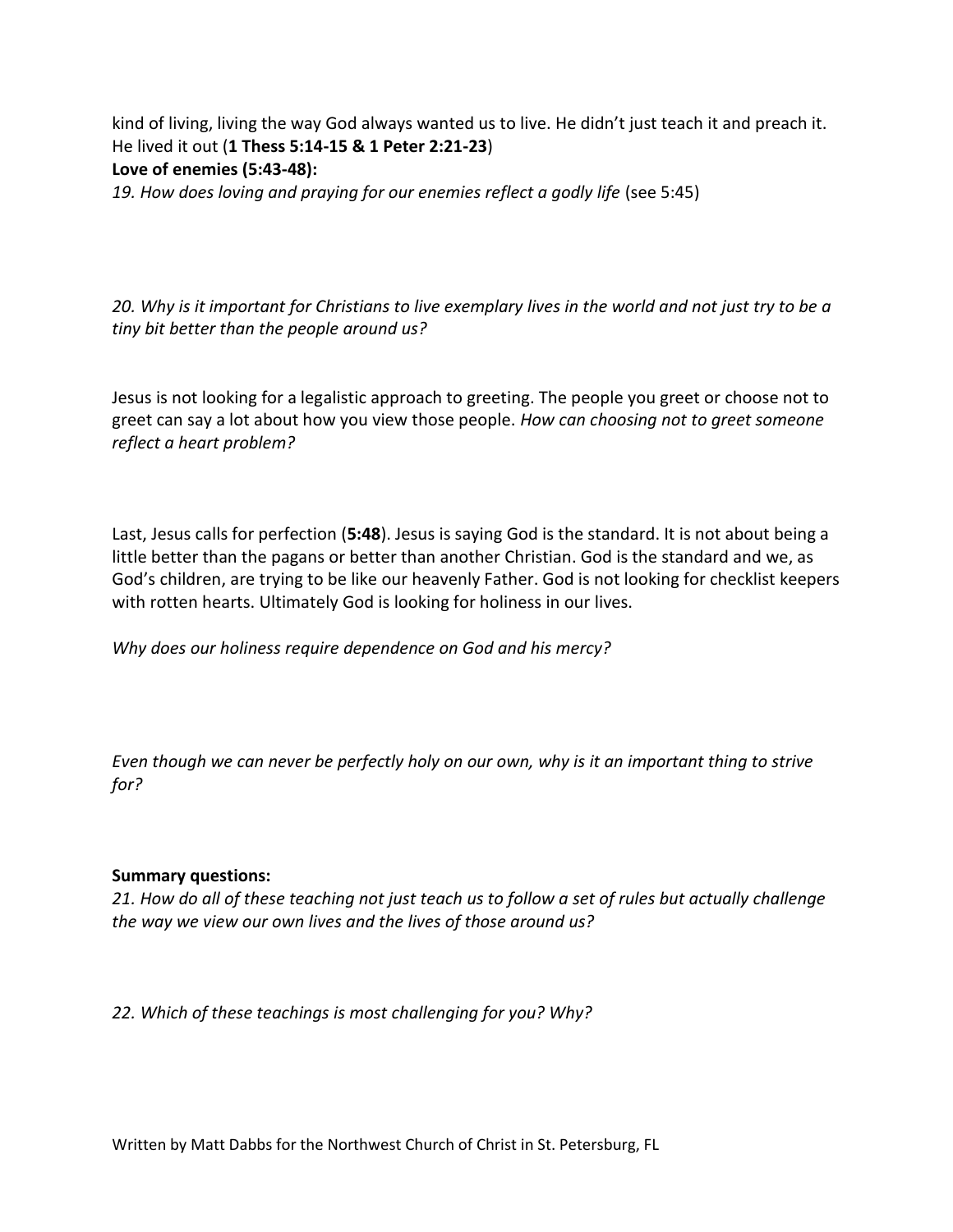kind of living, living the way God always wanted us to live. He didn't just teach it and preach it. He lived it out (**1 Thess 5:14-15 & 1 Peter 2:21-23**)

**Love of enemies (5:43-48):**

*19. How does loving and praying for our enemies reflect a godly life* (see 5:45)

*20. Why is it important for Christians to live exemplary lives in the world and not just try to be a tiny bit better than the people around us?*

Jesus is not looking for a legalistic approach to greeting. The people you greet or choose not to greet can say a lot about how you view those people. *How can choosing not to greet someone reflect a heart problem?*

Last, Jesus calls for perfection (**5:48**). Jesus is saying God is the standard. It is not about being a little better than the pagans or better than another Christian. God is the standard and we, as God's children, are trying to be like our heavenly Father. God is not looking for checklist keepers with rotten hearts. Ultimately God is looking for holiness in our lives.

*Why does our holiness require dependence on God and his mercy?*

*Even though we can never be perfectly holy on our own, why is it an important thing to strive for?*

**Summary questions:**

*21. How do all of these teaching not just teach us to follow a set of rules but actually challenge the way we view our own lives and the lives of those around us?*

*22. Which of these teachings is most challenging for you? Why?*

Written by Matt Dabbs for the Northwest Church of Christ in St. Petersburg, FL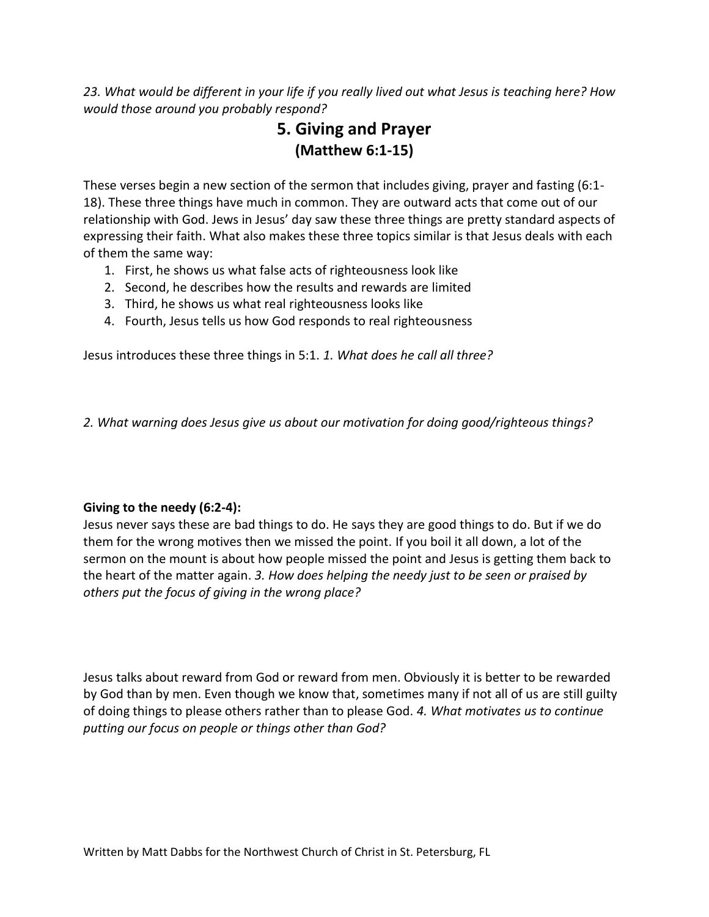*23. What would be different in your life if you really lived out what Jesus is teaching here? How would those around you probably respond?*

## 5. Giving and Prayer
### (Matthew 6:1-15)

These verses begin a new section of the sermon that includes giving, prayer and fasting (6:1-18). These three things have much in common. They are outward acts that come out of our relationship with God. Jews in Jesus' day saw these three things are pretty standard aspects of expressing their faith. What also makes these three topics similar is that Jesus deals with each of them the same way:

1. First, he shows us what false acts of righteousness look like
2. Second, he describes how the results and rewards are limited
3. Third, he shows us what real righteousness looks like
4. Fourth, Jesus tells us how God responds to real righteousness

Jesus introduces these three things in 5:1. *1. What does he call all three?*

*2. What warning does Jesus give us about our motivation for doing good/righteous things?*

**Giving to the needy (6:2-4):**

Jesus never says these are bad things to do. He says they are good things to do. But if we do them for the wrong motives then we missed the point. If you boil it all down, a lot of the sermon on the mount is about how people missed the point and Jesus is getting them back to the heart of the matter again. *3. How does helping the needy just to be seen or praised by others put the focus of giving in the wrong place?*

Jesus talks about reward from God or reward from men. Obviously it is better to be rewarded by God than by men. Even though we know that, sometimes many if not all of us are still guilty of doing things to please others rather than to please God. *4. What motivates us to continue putting our focus on people or things other than God?*

Written by Matt Dabbs for the Northwest Church of Christ in St. Petersburg, FL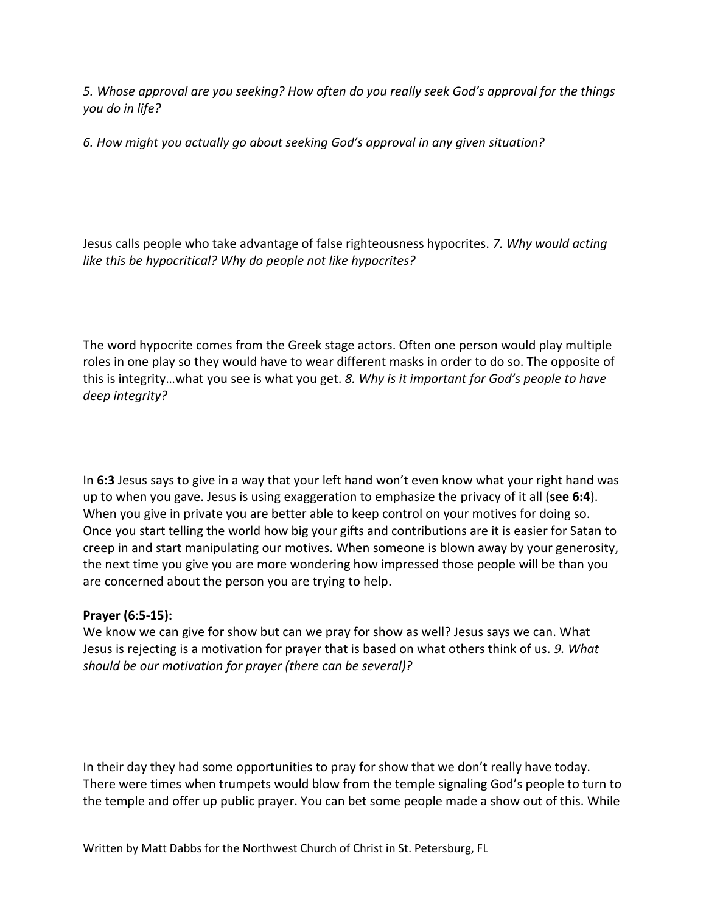*5. Whose approval are you seeking? How often do you really seek God's approval for the things you do in life?*

*6. How might you actually go about seeking God's approval in any given situation?*

Jesus calls people who take advantage of false righteousness hypocrites. *7. Why would acting like this be hypocritical? Why do people not like hypocrites?*

The word hypocrite comes from the Greek stage actors. Often one person would play multiple roles in one play so they would have to wear different masks in order to do so. The opposite of this is integrity…what you see is what you get. *8. Why is it important for God's people to have deep integrity?*

In **6:3** Jesus says to give in a way that your left hand won't even know what your right hand was up to when you gave. Jesus is using exaggeration to emphasize the privacy of it all (**see 6:4**). When you give in private you are better able to keep control on your motives for doing so. Once you start telling the world how big your gifts and contributions are it is easier for Satan to creep in and start manipulating our motives. When someone is blown away by your generosity, the next time you give you are more wondering how impressed those people will be than you are concerned about the person you are trying to help.

**Prayer (6:5-15):**

We know we can give for show but can we pray for show as well? Jesus says we can. What Jesus is rejecting is a motivation for prayer that is based on what others think of us. *9. What should be our motivation for prayer (there can be several)?*

In their day they had some opportunities to pray for show that we don't really have today. There were times when trumpets would blow from the temple signaling God's people to turn to the temple and offer up public prayer. You can bet some people made a show out of this. While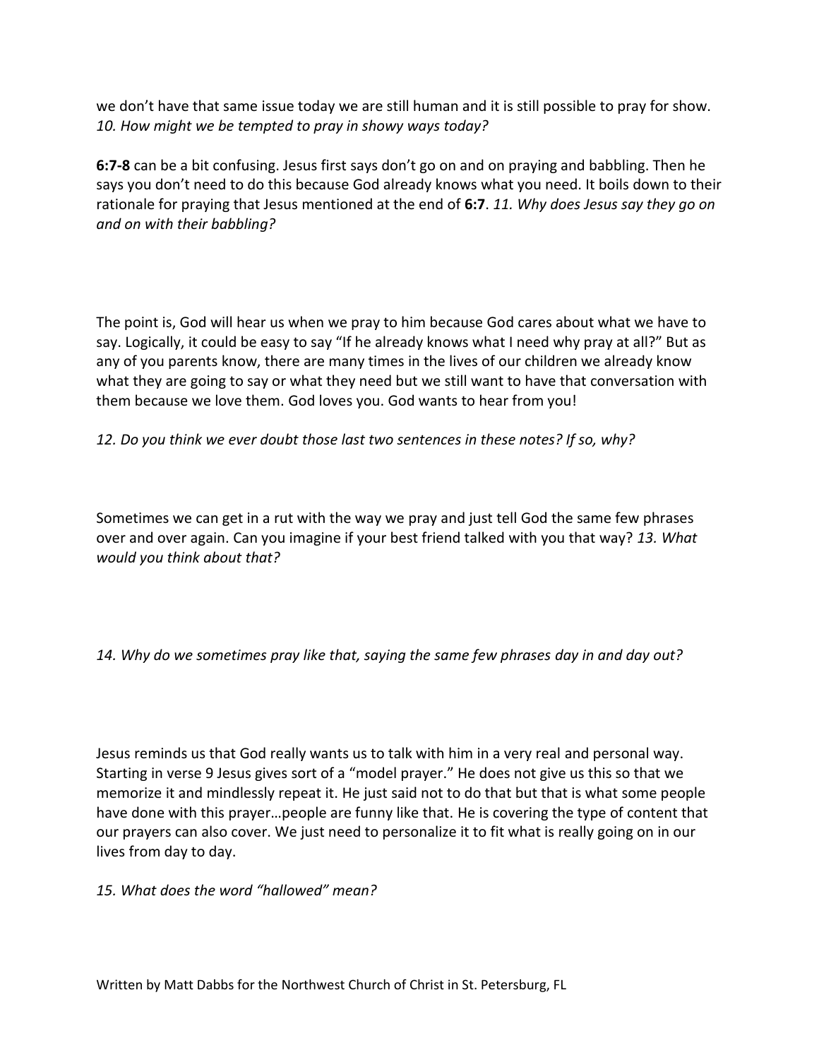we don't have that same issue today we are still human and it is still possible to pray for show. *10. How might we be tempted to pray in showy ways today?*

**6:7-8** can be a bit confusing. Jesus first says don't go on and on praying and babbling. Then he says you don't need to do this because God already knows what you need. It boils down to their rationale for praying that Jesus mentioned at the end of **6:7**. *11. Why does Jesus say they go on and on with their babbling?*

The point is, God will hear us when we pray to him because God cares about what we have to say. Logically, it could be easy to say "If he already knows what I need why pray at all?" But as any of you parents know, there are many times in the lives of our children we already know what they are going to say or what they need but we still want to have that conversation with them because we love them. God loves you. God wants to hear from you!

*12. Do you think we ever doubt those last two sentences in these notes? If so, why?*

Sometimes we can get in a rut with the way we pray and just tell God the same few phrases over and over again. Can you imagine if your best friend talked with you that way? *13. What would you think about that?*

*14. Why do we sometimes pray like that, saying the same few phrases day in and day out?*

Jesus reminds us that God really wants us to talk with him in a very real and personal way. Starting in verse 9 Jesus gives sort of a "model prayer." He does not give us this so that we memorize it and mindlessly repeat it. He just said not to do that but that is what some people have done with this prayer…people are funny like that. He is covering the type of content that our prayers can also cover. We just need to personalize it to fit what is really going on in our lives from day to day.

*15. What does the word "hallowed" mean?*

Written by Matt Dabbs for the Northwest Church of Christ in St. Petersburg, FL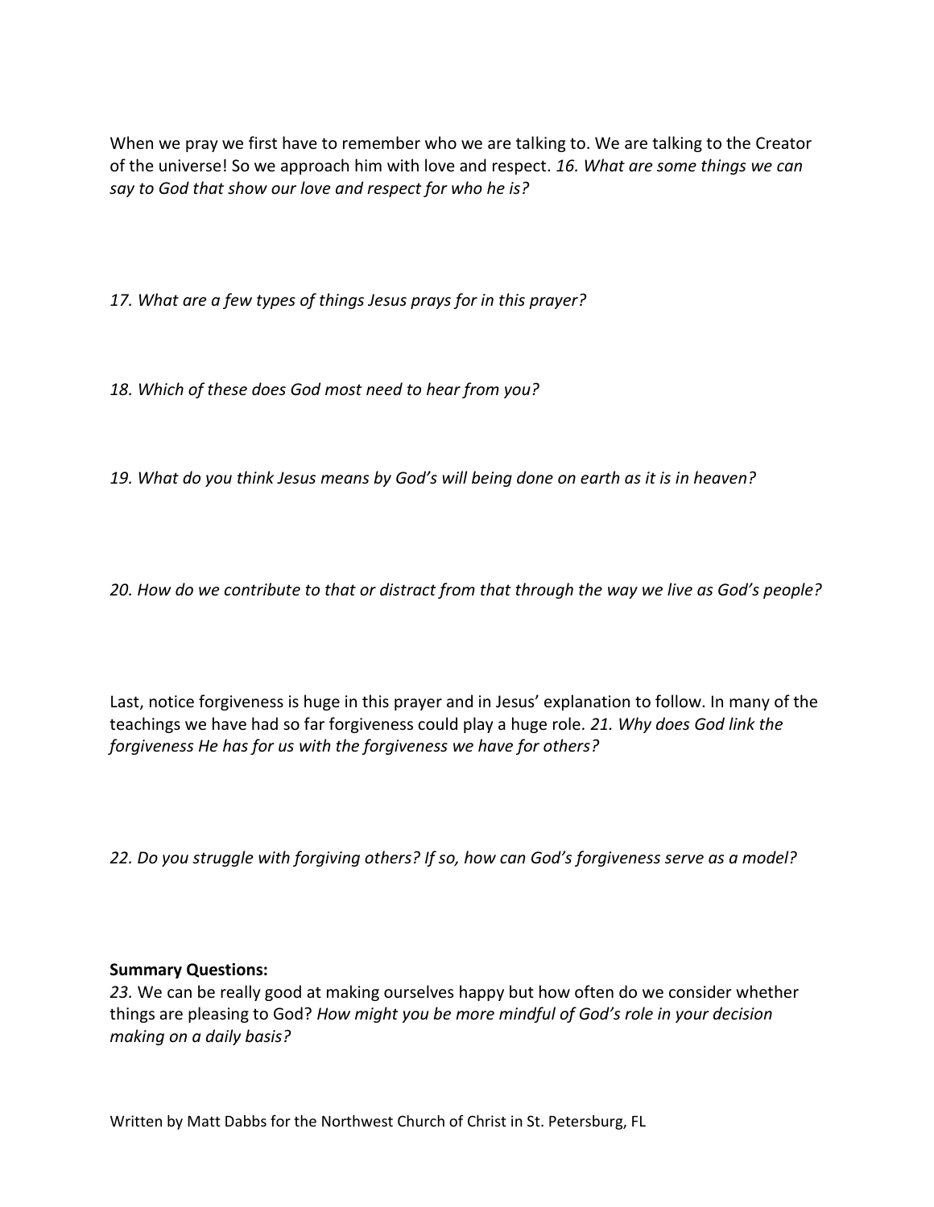When we pray we first have to remember who we are talking to. We are talking to the Creator of the universe! So we approach him with love and respect. *16. What are some things we can say to God that show our love and respect for who he is?*

*17. What are a few types of things Jesus prays for in this prayer?*

*18. Which of these does God most need to hear from you?*

*19. What do you think Jesus means by God's will being done on earth as it is in heaven?*

*20. How do we contribute to that or distract from that through the way we live as God's people?*

Last, notice forgiveness is huge in this prayer and in Jesus' explanation to follow. In many of the teachings we have had so far forgiveness could play a huge role. *21. Why does God link the forgiveness He has for us with the forgiveness we have for others?*

*22. Do you struggle with forgiving others? If so, how can God's forgiveness serve as a model?*

**Summary Questions:**

*23.* We can be really good at making ourselves happy but how often do we consider whether things are pleasing to God? *How might you be more mindful of God's role in your decision making on a daily basis?*

Written by Matt Dabbs for the Northwest Church of Christ in St. Petersburg, FL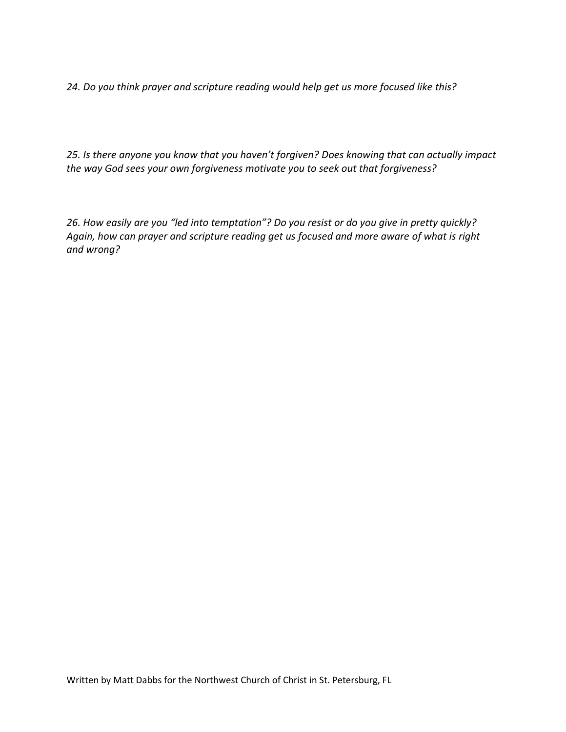*24. Do you think prayer and scripture reading would help get us more focused like this?*

*25. Is there anyone you know that you haven't forgiven? Does knowing that can actually impact the way God sees your own forgiveness motivate you to seek out that forgiveness?*

*26. How easily are you "led into temptation"? Do you resist or do you give in pretty quickly? Again, how can prayer and scripture reading get us focused and more aware of what is right and wrong?*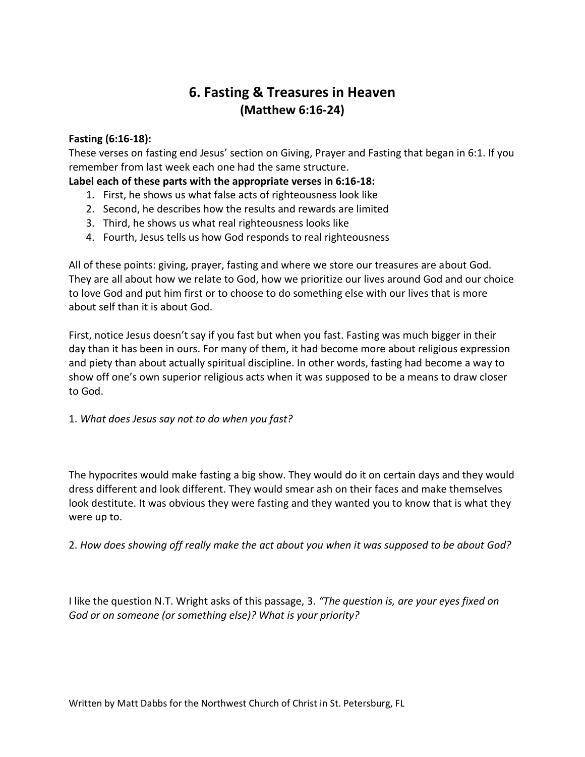# 6. Fasting & Treasures in Heaven
## (Matthew 6:16-24)

**Fasting (6:16-18):**
These verses on fasting end Jesus' section on Giving, Prayer and Fasting that began in 6:1. If you remember from last week each one had the same structure.

**Label each of these parts with the appropriate verses in 6:16-18:**

1. First, he shows us what false acts of righteousness look like
2. Second, he describes how the results and rewards are limited
3. Third, he shows us what real righteousness looks like
4. Fourth, Jesus tells us how God responds to real righteousness

All of these points: giving, prayer, fasting and where we store our treasures are about God. They are all about how we relate to God, how we prioritize our lives around God and our choice to love God and put him first or to choose to do something else with our lives that is more about self than it is about God.

First, notice Jesus doesn't say if you fast but when you fast. Fasting was much bigger in their day than it has been in ours. For many of them, it had become more about religious expression and piety than about actually spiritual discipline. In other words, fasting had become a way to show off one's own superior religious acts when it was supposed to be a means to draw closer to God.

1. *What does Jesus say not to do when you fast?*

The hypocrites would make fasting a big show. They would do it on certain days and they would dress different and look different. They would smear ash on their faces and make themselves look destitute. It was obvious they were fasting and they wanted you to know that is what they were up to.

2. *How does showing off really make the act about you when it was supposed to be about God?*

I like the question N.T. Wright asks of this passage, 3. *"The question is, are your eyes fixed on God or on someone (or something else)? What is your priority?*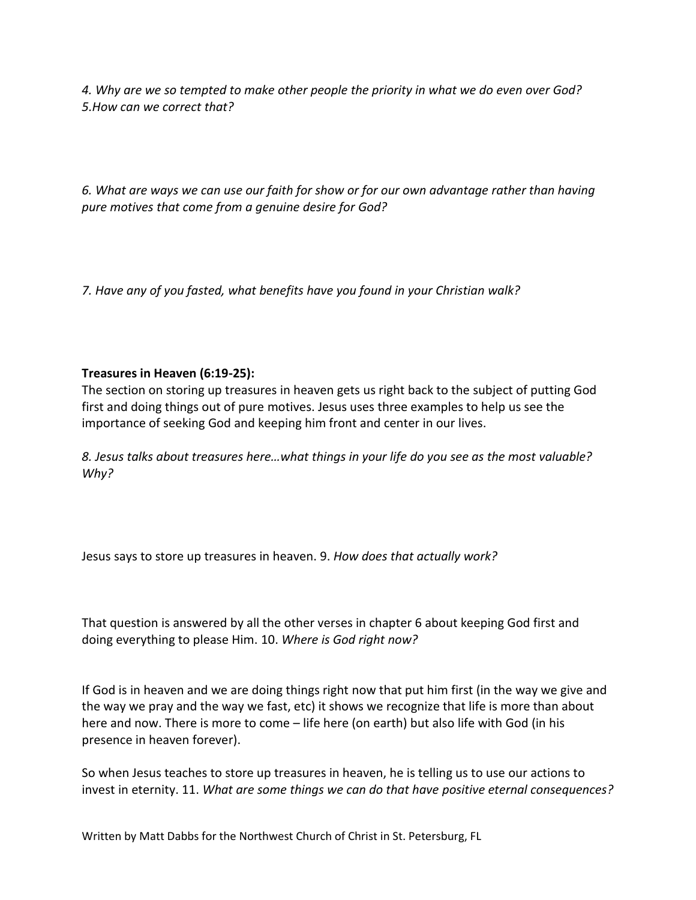*4. Why are we so tempted to make other people the priority in what we do even over God?*
*5.How can we correct that?*

*6. What are ways we can use our faith for show or for our own advantage rather than having pure motives that come from a genuine desire for God?*

*7. Have any of you fasted, what benefits have you found in your Christian walk?*

**Treasures in Heaven (6:19-25):**
The section on storing up treasures in heaven gets us right back to the subject of putting God first and doing things out of pure motives. Jesus uses three examples to help us see the importance of seeking God and keeping him front and center in our lives.

*8. Jesus talks about treasures here…what things in your life do you see as the most valuable? Why?*

Jesus says to store up treasures in heaven. 9. *How does that actually work?*

That question is answered by all the other verses in chapter 6 about keeping God first and doing everything to please Him. 10. *Where is God right now?*

If God is in heaven and we are doing things right now that put him first (in the way we give and the way we pray and the way we fast, etc) it shows we recognize that life is more than about here and now. There is more to come – life here (on earth) but also life with God (in his presence in heaven forever).

So when Jesus teaches to store up treasures in heaven, he is telling us to use our actions to invest in eternity. 11. *What are some things we can do that have positive eternal consequences?*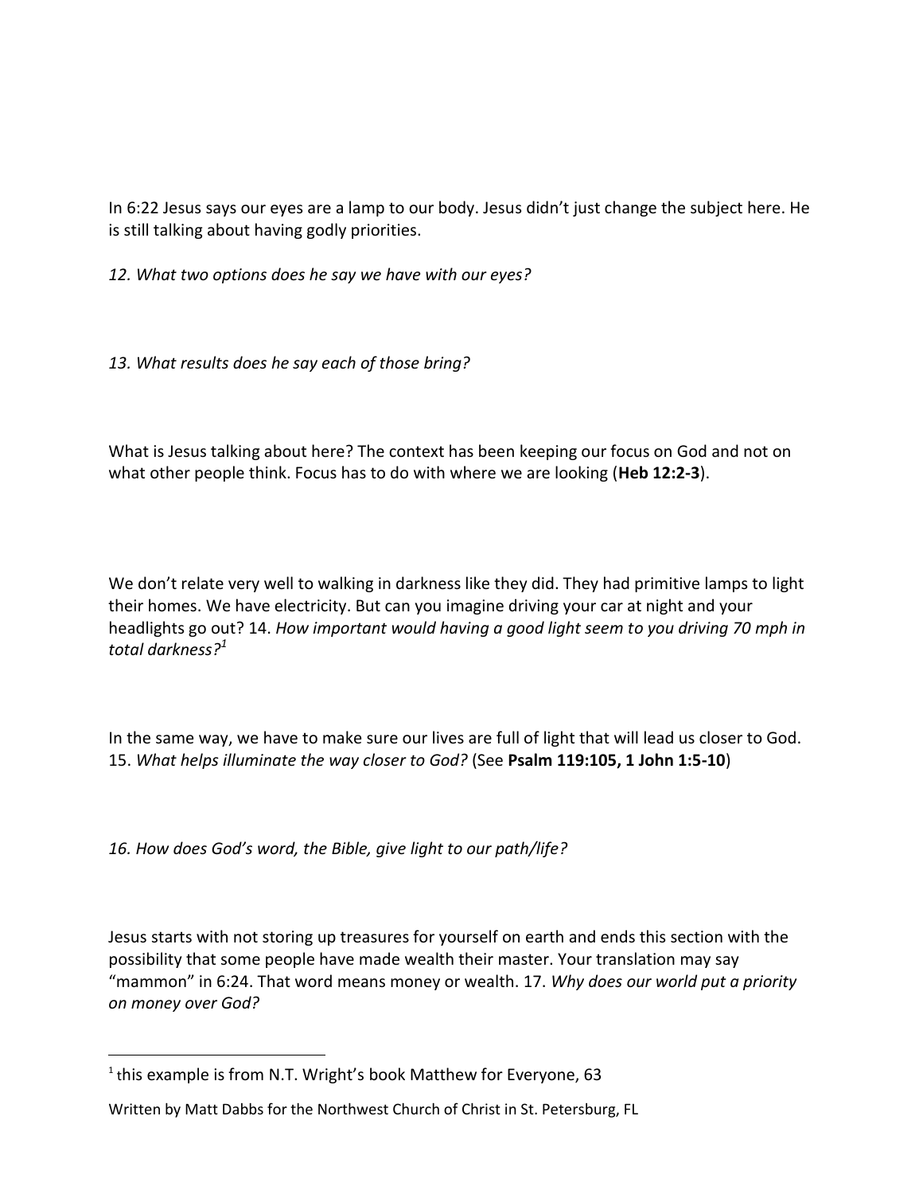In 6:22 Jesus says our eyes are a lamp to our body. Jesus didn't just change the subject here. He is still talking about having godly priorities.

*12. What two options does he say we have with our eyes?*

*13. What results does he say each of those bring?*

What is Jesus talking about here? The context has been keeping our focus on God and not on what other people think. Focus has to do with where we are looking (**Heb 12:2-3**).

We don't relate very well to walking in darkness like they did. They had primitive lamps to light their homes. We have electricity. But can you imagine driving your car at night and your headlights go out? 14. *How important would having a good light seem to you driving 70 mph in total darkness?*[1]

In the same way, we have to make sure our lives are full of light that will lead us closer to God. 15. *What helps illuminate the way closer to God?* (See **Psalm 119:105, 1 John 1:5-10**)

*16. How does God's word, the Bible, give light to our path/life?*

Jesus starts with not storing up treasures for yourself on earth and ends this section with the possibility that some people have made wealth their master. Your translation may say "mammon" in 6:24. That word means money or wealth. 17. *Why does our world put a priority on money over God?*

---

[1] this example is from N.T. Wright's book Matthew for Everyone, 63

Written by Matt Dabbs for the Northwest Church of Christ in St. Petersburg, FL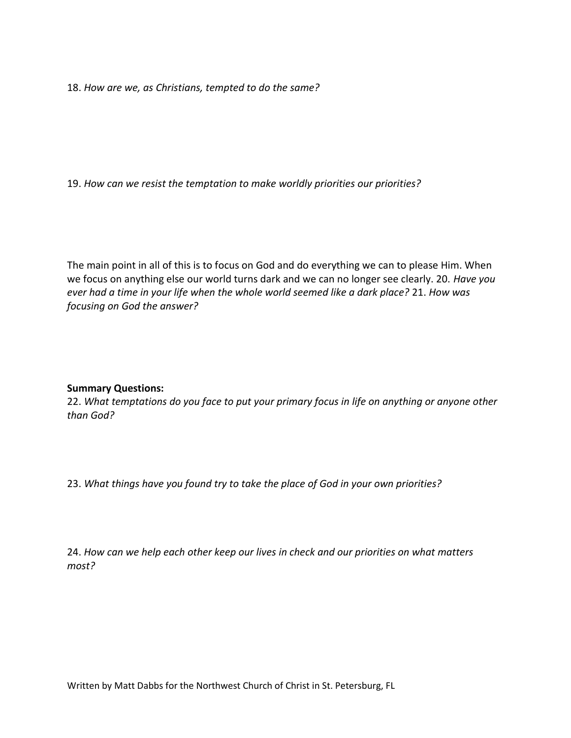18. *How are we, as Christians, tempted to do the same?*

19. *How can we resist the temptation to make worldly priorities our priorities?*

The main point in all of this is to focus on God and do everything we can to please Him. When we focus on anything else our world turns dark and we can no longer see clearly. 20. *Have you ever had a time in your life when the whole world seemed like a dark place?* 21. *How was focusing on God the answer?*

**Summary Questions:**

22. *What temptations do you face to put your primary focus in life on anything or anyone other than God?*

23. *What things have you found try to take the place of God in your own priorities?*

24. *How can we help each other keep our lives in check and our priorities on what matters most?*

Written by Matt Dabbs for the Northwest Church of Christ in St. Petersburg, FL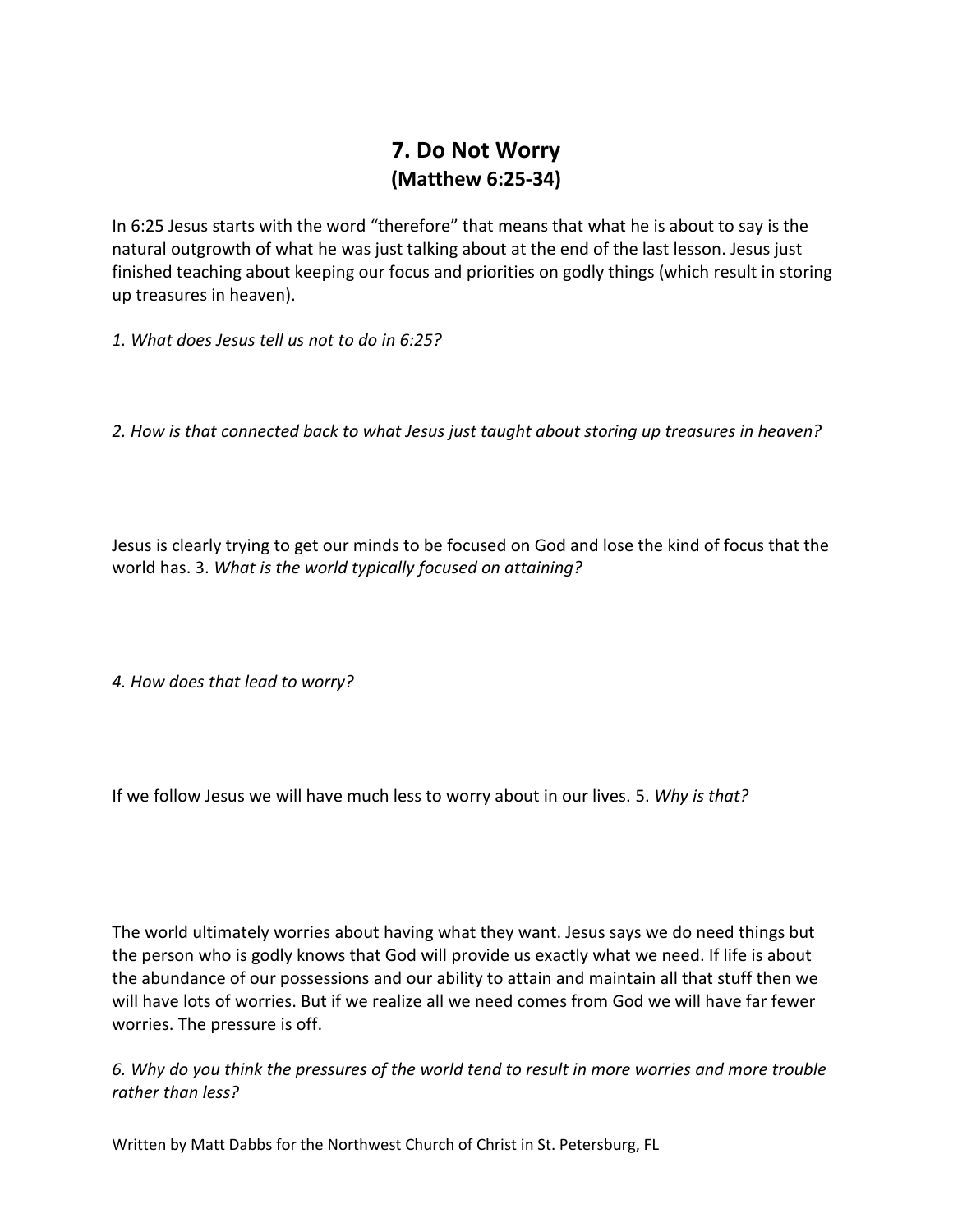## 7. Do Not Worry
## (Matthew 6:25-34)

In 6:25 Jesus starts with the word "therefore" that means that what he is about to say is the natural outgrowth of what he was just talking about at the end of the last lesson. Jesus just finished teaching about keeping our focus and priorities on godly things (which result in storing up treasures in heaven).

*1. What does Jesus tell us not to do in 6:25?*

*2. How is that connected back to what Jesus just taught about storing up treasures in heaven?*

Jesus is clearly trying to get our minds to be focused on God and lose the kind of focus that the world has. 3. *What is the world typically focused on attaining?*

*4. How does that lead to worry?*

If we follow Jesus we will have much less to worry about in our lives. 5. *Why is that?*

The world ultimately worries about having what they want. Jesus says we do need things but the person who is godly knows that God will provide us exactly what we need. If life is about the abundance of our possessions and our ability to attain and maintain all that stuff then we will have lots of worries. But if we realize all we need comes from God we will have far fewer worries. The pressure is off.

*6. Why do you think the pressures of the world tend to result in more worries and more trouble rather than less?*

Written by Matt Dabbs for the Northwest Church of Christ in St. Petersburg, FL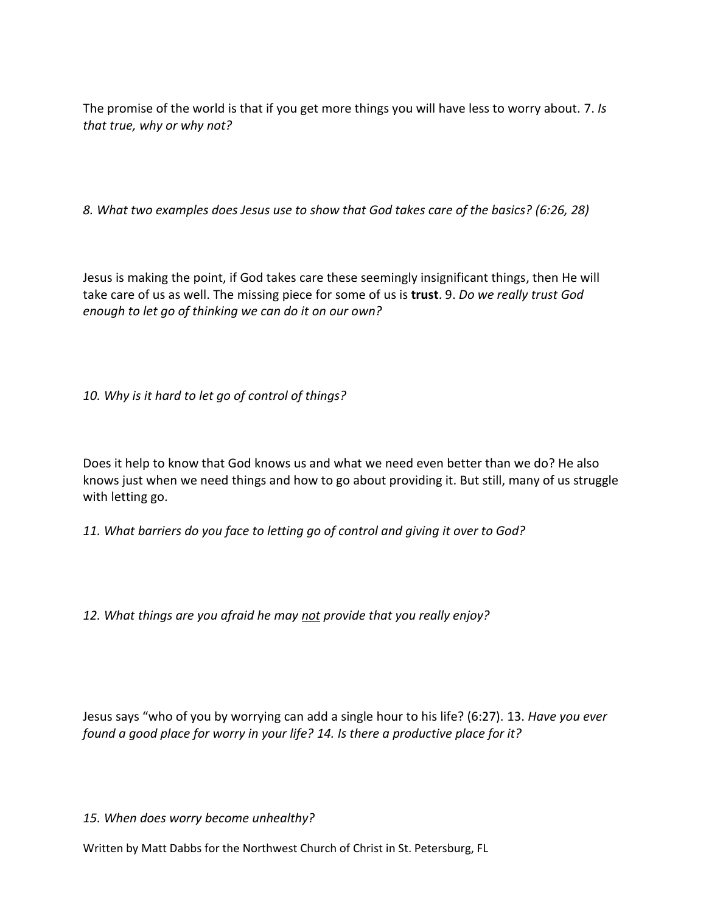The promise of the world is that if you get more things you will have less to worry about. 7. *Is that true, why or why not?*

*8. What two examples does Jesus use to show that God takes care of the basics? (6:26, 28)*

Jesus is making the point, if God takes care these seemingly insignificant things, then He will take care of us as well. The missing piece for some of us is **trust**. 9. *Do we really trust God enough to let go of thinking we can do it on our own?*

*10. Why is it hard to let go of control of things?*

Does it help to know that God knows us and what we need even better than we do? He also knows just when we need things and how to go about providing it. But still, many of us struggle with letting go.

*11. What barriers do you face to letting go of control and giving it over to God?*

*12. What things are you afraid he may <u>not</u> provide that you really enjoy?*

Jesus says "who of you by worrying can add a single hour to his life? (6:27). 13. *Have you ever found a good place for worry in your life? 14. Is there a productive place for it?*

*15. When does worry become unhealthy?*

Written by Matt Dabbs for the Northwest Church of Christ in St. Petersburg, FL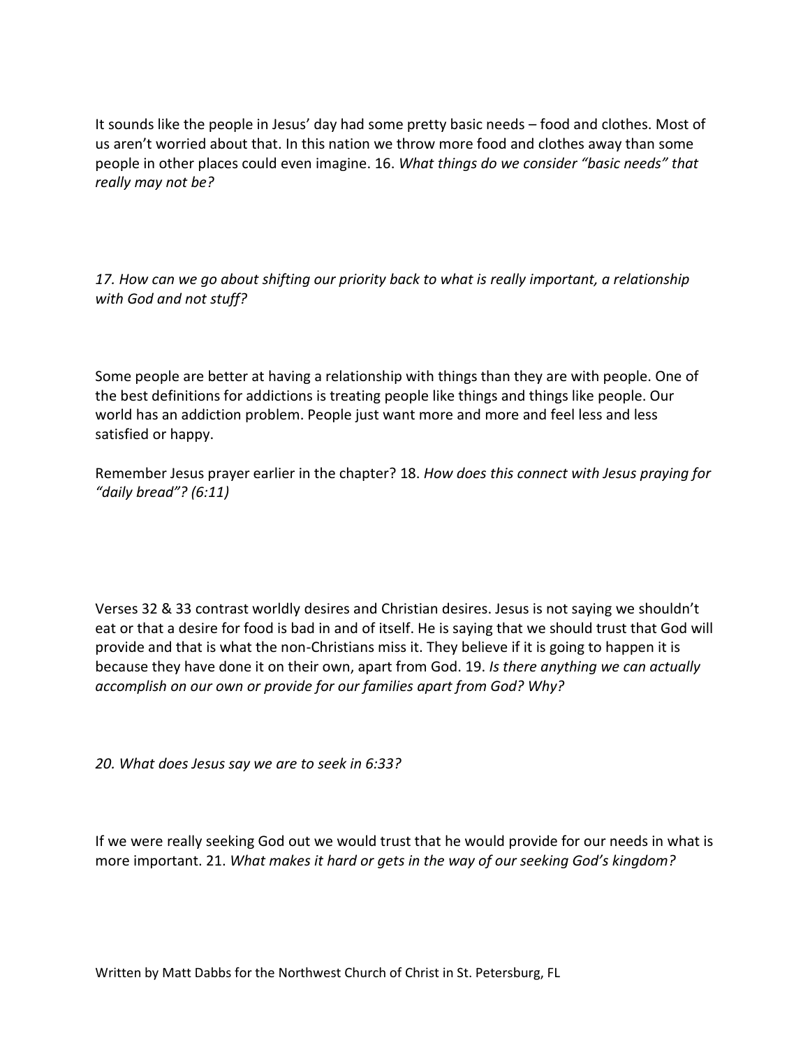It sounds like the people in Jesus' day had some pretty basic needs – food and clothes. Most of us aren't worried about that. In this nation we throw more food and clothes away than some people in other places could even imagine. 16. *What things do we consider "basic needs" that really may not be?*

*17. How can we go about shifting our priority back to what is really important, a relationship with God and not stuff?*

Some people are better at having a relationship with things than they are with people. One of the best definitions for addictions is treating people like things and things like people. Our world has an addiction problem. People just want more and more and feel less and less satisfied or happy.

Remember Jesus prayer earlier in the chapter? 18. *How does this connect with Jesus praying for "daily bread"? (6:11)*

Verses 32 & 33 contrast worldly desires and Christian desires. Jesus is not saying we shouldn't eat or that a desire for food is bad in and of itself. He is saying that we should trust that God will provide and that is what the non-Christians miss it. They believe if it is going to happen it is because they have done it on their own, apart from God. 19. *Is there anything we can actually accomplish on our own or provide for our families apart from God? Why?*

*20. What does Jesus say we are to seek in 6:33?*

If we were really seeking God out we would trust that he would provide for our needs in what is more important. 21. *What makes it hard or gets in the way of our seeking God's kingdom?*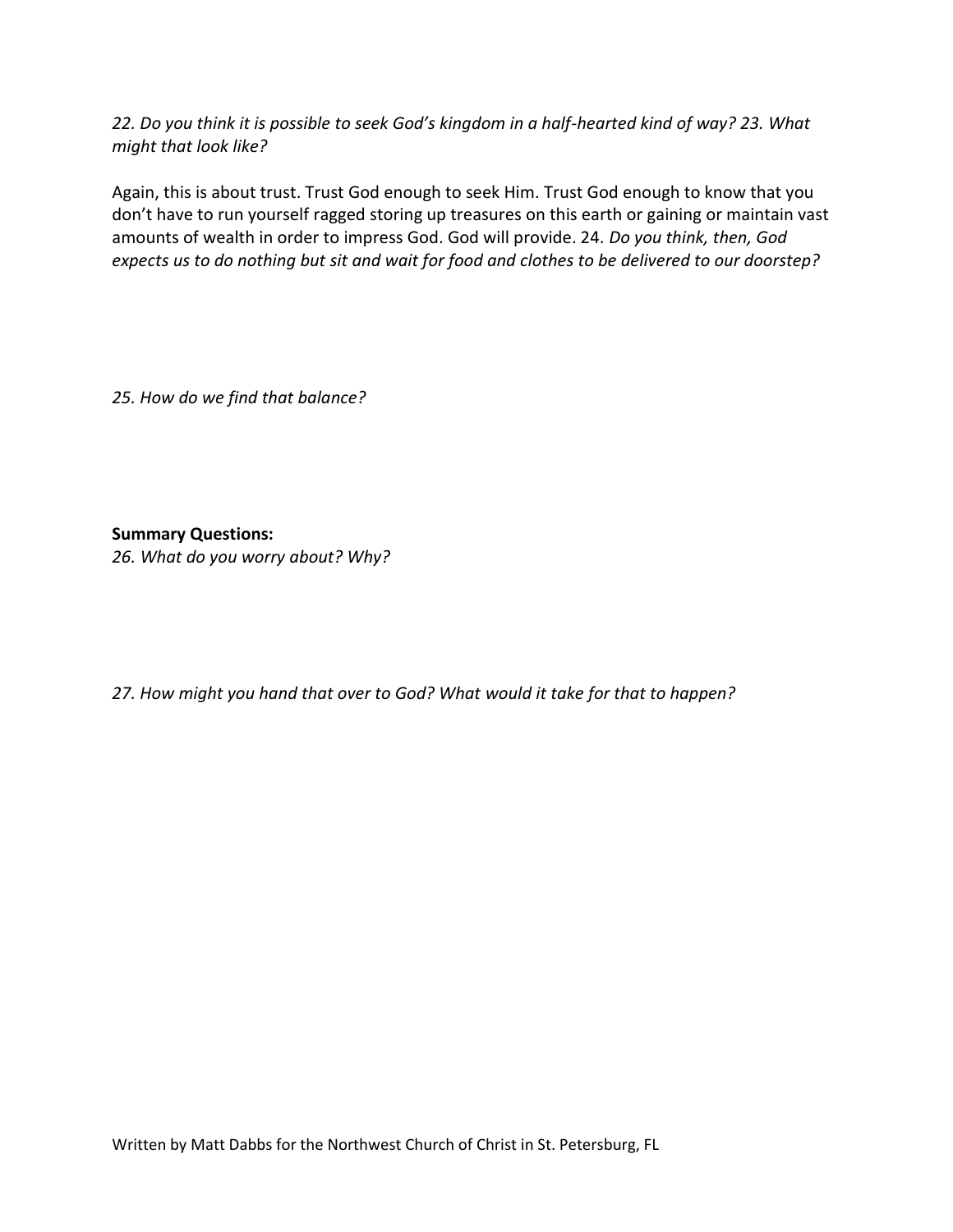*22. Do you think it is possible to seek God's kingdom in a half-hearted kind of way? 23. What might that look like?*

Again, this is about trust. Trust God enough to seek Him. Trust God enough to know that you don't have to run yourself ragged storing up treasures on this earth or gaining or maintain vast amounts of wealth in order to impress God. God will provide. 24. *Do you think, then, God expects us to do nothing but sit and wait for food and clothes to be delivered to our doorstep?*

*25. How do we find that balance?*

**Summary Questions:**

*26. What do you worry about? Why?*

*27. How might you hand that over to God? What would it take for that to happen?*

Written by Matt Dabbs for the Northwest Church of Christ in St. Petersburg, FL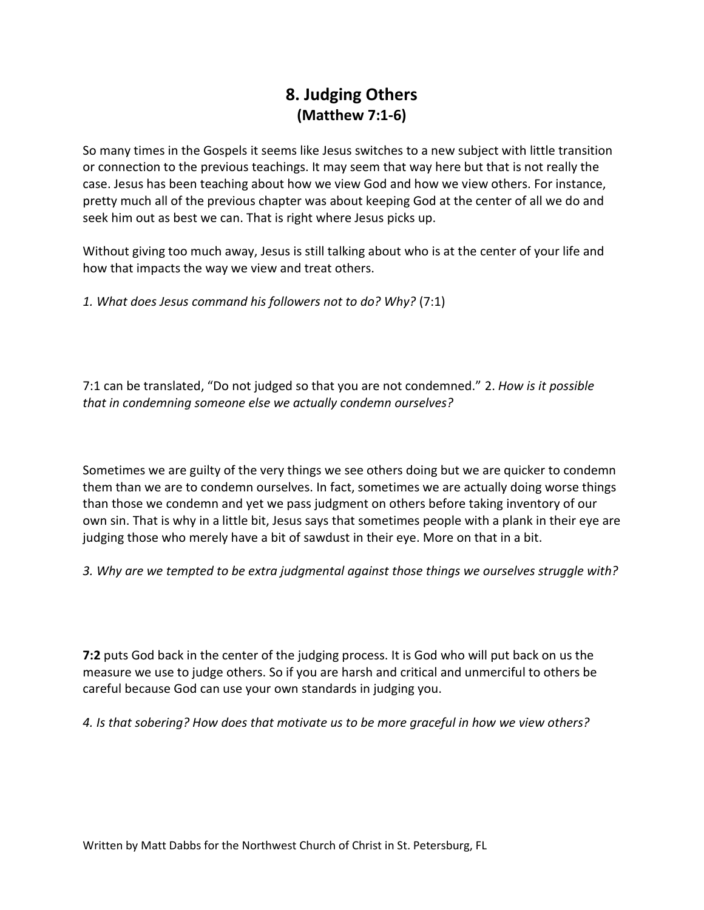# 8. Judging Others
## (Matthew 7:1-6)

So many times in the Gospels it seems like Jesus switches to a new subject with little transition or connection to the previous teachings. It may seem that way here but that is not really the case. Jesus has been teaching about how we view God and how we view others. For instance, pretty much all of the previous chapter was about keeping God at the center of all we do and seek him out as best we can. That is right where Jesus picks up.

Without giving too much away, Jesus is still talking about who is at the center of your life and how that impacts the way we view and treat others.

*1. What does Jesus command his followers not to do? Why?* (7:1)

7:1 can be translated, "Do not judged so that you are not condemned." 2. *How is it possible that in condemning someone else we actually condemn ourselves?*

Sometimes we are guilty of the very things we see others doing but we are quicker to condemn them than we are to condemn ourselves. In fact, sometimes we are actually doing worse things than those we condemn and yet we pass judgment on others before taking inventory of our own sin. That is why in a little bit, Jesus says that sometimes people with a plank in their eye are judging those who merely have a bit of sawdust in their eye. More on that in a bit.

*3. Why are we tempted to be extra judgmental against those things we ourselves struggle with?*

**7:2** puts God back in the center of the judging process. It is God who will put back on us the measure we use to judge others. So if you are harsh and critical and unmerciful to others be careful because God can use your own standards in judging you.

*4. Is that sobering? How does that motivate us to be more graceful in how we view others?*

Written by Matt Dabbs for the Northwest Church of Christ in St. Petersburg, FL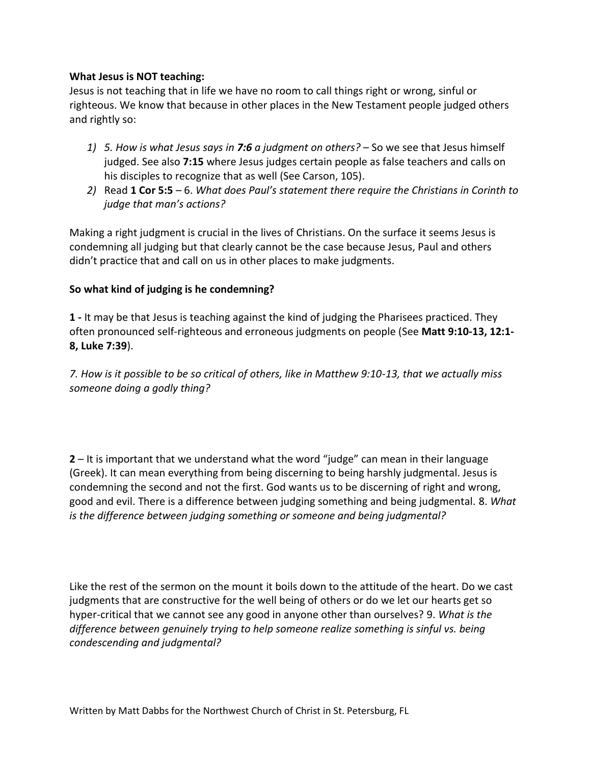**What Jesus is NOT teaching:**

Jesus is not teaching that in life we have no room to call things right or wrong, sinful or righteous. We know that because in other places in the New Testament people judged others and rightly so:

1) *5. How is what Jesus says in **7:6** a judgment on others?* – So we see that Jesus himself judged. See also **7:15** where Jesus judges certain people as false teachers and calls on his disciples to recognize that as well (See Carson, 105).
2) Read **1 Cor 5:5** – 6. *What does Paul's statement there require the Christians in Corinth to judge that man's actions?*

Making a right judgment is crucial in the lives of Christians. On the surface it seems Jesus is condemning all judging but that clearly cannot be the case because Jesus, Paul and others didn't practice that and call on us in other places to make judgments.

**So what kind of judging is he condemning?**

**1 -** It may be that Jesus is teaching against the kind of judging the Pharisees practiced. They often pronounced self-righteous and erroneous judgments on people (See **Matt 9:10-13, 12:1-8, Luke 7:39**).

*7. How is it possible to be so critical of others, like in Matthew 9:10-13, that we actually miss someone doing a godly thing?*

**2** – It is important that we understand what the word "judge" can mean in their language (Greek). It can mean everything from being discerning to being harshly judgmental. Jesus is condemning the second and not the first. God wants us to be discerning of right and wrong, good and evil. There is a difference between judging something and being judgmental. 8. *What is the difference between judging something or someone and being judgmental?*

Like the rest of the sermon on the mount it boils down to the attitude of the heart. Do we cast judgments that are constructive for the well being of others or do we let our hearts get so hyper-critical that we cannot see any good in anyone other than ourselves? 9. *What is the difference between genuinely trying to help someone realize something is sinful vs. being condescending and judgmental?*

Written by Matt Dabbs for the Northwest Church of Christ in St. Petersburg, FL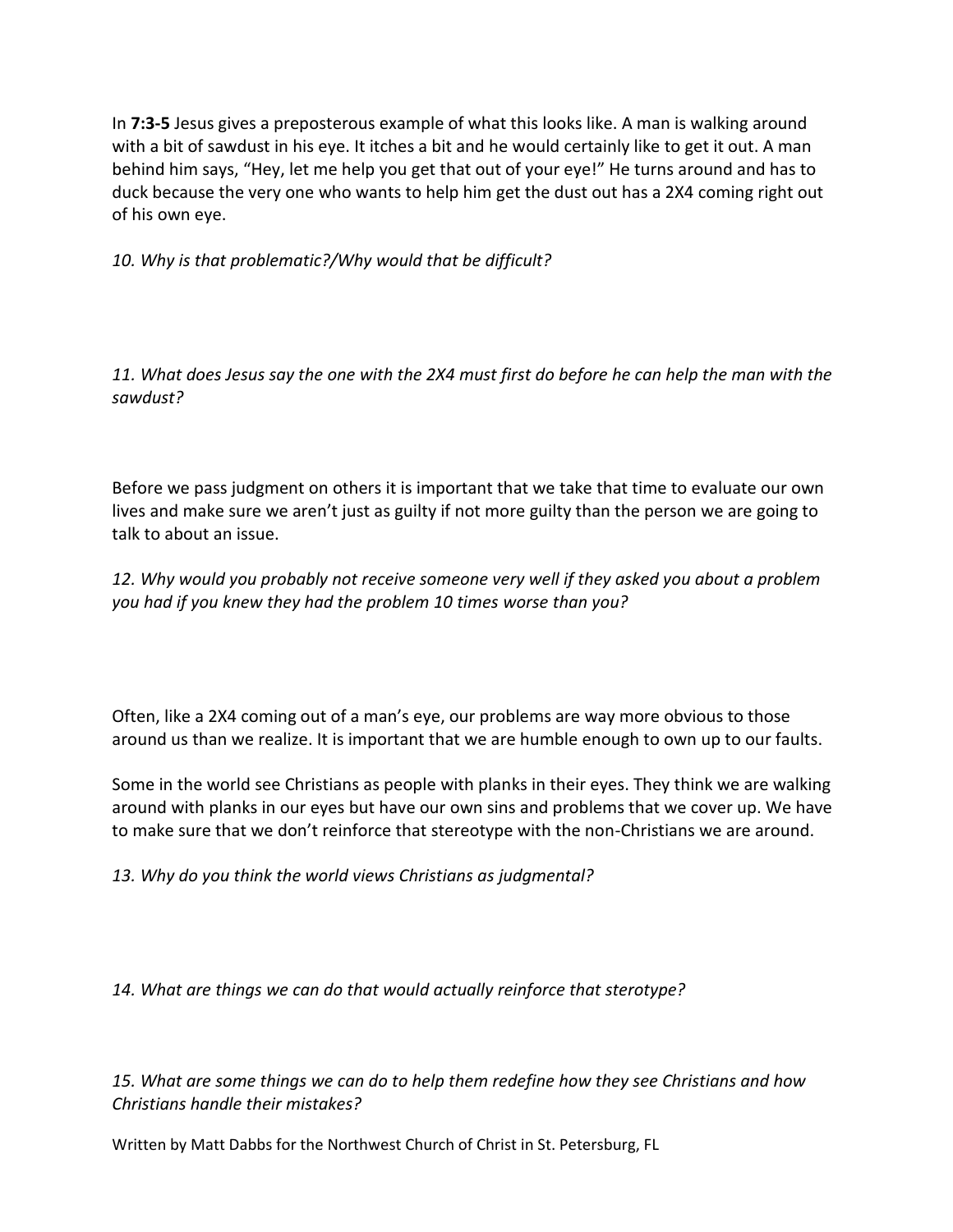In **7:3-5** Jesus gives a preposterous example of what this looks like. A man is walking around with a bit of sawdust in his eye. It itches a bit and he would certainly like to get it out. A man behind him says, "Hey, let me help you get that out of your eye!" He turns around and has to duck because the very one who wants to help him get the dust out has a 2X4 coming right out of his own eye.

*10. Why is that problematic?/Why would that be difficult?*

*11. What does Jesus say the one with the 2X4 must first do before he can help the man with the sawdust?*

Before we pass judgment on others it is important that we take that time to evaluate our own lives and make sure we aren't just as guilty if not more guilty than the person we are going to talk to about an issue.

*12. Why would you probably not receive someone very well if they asked you about a problem you had if you knew they had the problem 10 times worse than you?*

Often, like a 2X4 coming out of a man's eye, our problems are way more obvious to those around us than we realize. It is important that we are humble enough to own up to our faults.

Some in the world see Christians as people with planks in their eyes. They think we are walking around with planks in our eyes but have our own sins and problems that we cover up. We have to make sure that we don't reinforce that stereotype with the non-Christians we are around.

*13. Why do you think the world views Christians as judgmental?*

*14. What are things we can do that would actually reinforce that sterotype?*

*15. What are some things we can do to help them redefine how they see Christians and how Christians handle their mistakes?*

Written by Matt Dabbs for the Northwest Church of Christ in St. Petersburg, FL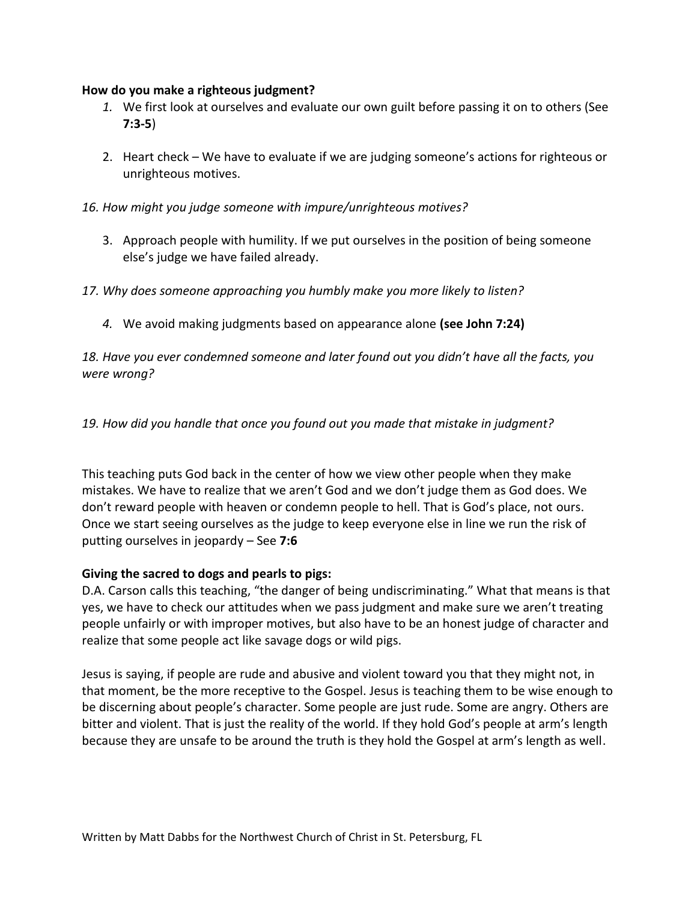**How do you make a righteous judgment?**

1. We first look at ourselves and evaluate our own guilt before passing it on to others (See **7:3-5**)

2. Heart check – We have to evaluate if we are judging someone's actions for righteous or unrighteous motives.

*16. How might you judge someone with impure/unrighteous motives?*

3. Approach people with humility. If we put ourselves in the position of being someone else's judge we have failed already.

*17. Why does someone approaching you humbly make you more likely to listen?*

4. We avoid making judgments based on appearance alone **(see John 7:24)**

*18. Have you ever condemned someone and later found out you didn't have all the facts, you were wrong?*

*19. How did you handle that once you found out you made that mistake in judgment?*

This teaching puts God back in the center of how we view other people when they make mistakes. We have to realize that we aren't God and we don't judge them as God does. We don't reward people with heaven or condemn people to hell. That is God's place, not ours. Once we start seeing ourselves as the judge to keep everyone else in line we run the risk of putting ourselves in jeopardy – See **7:6**

**Giving the sacred to dogs and pearls to pigs:**
D.A. Carson calls this teaching, "the danger of being undiscriminating." What that means is that yes, we have to check our attitudes when we pass judgment and make sure we aren't treating people unfairly or with improper motives, but also have to be an honest judge of character and realize that some people act like savage dogs or wild pigs.

Jesus is saying, if people are rude and abusive and violent toward you that they might not, in that moment, be the more receptive to the Gospel. Jesus is teaching them to be wise enough to be discerning about people's character. Some people are just rude. Some are angry. Others are bitter and violent. That is just the reality of the world. If they hold God's people at arm's length because they are unsafe to be around the truth is they hold the Gospel at arm's length as well.

Written by Matt Dabbs for the Northwest Church of Christ in St. Petersburg, FL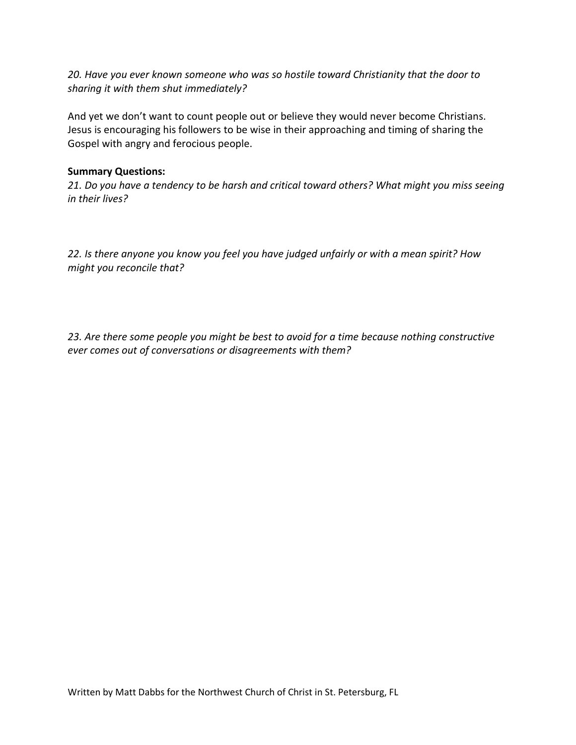*20. Have you ever known someone who was so hostile toward Christianity that the door to sharing it with them shut immediately?*

And yet we don't want to count people out or believe they would never become Christians. Jesus is encouraging his followers to be wise in their approaching and timing of sharing the Gospel with angry and ferocious people.

**Summary Questions:**

*21. Do you have a tendency to be harsh and critical toward others? What might you miss seeing in their lives?*

*22. Is there anyone you know you feel you have judged unfairly or with a mean spirit? How might you reconcile that?*

*23. Are there some people you might be best to avoid for a time because nothing constructive ever comes out of conversations or disagreements with them?*

Written by Matt Dabbs for the Northwest Church of Christ in St. Petersburg, FL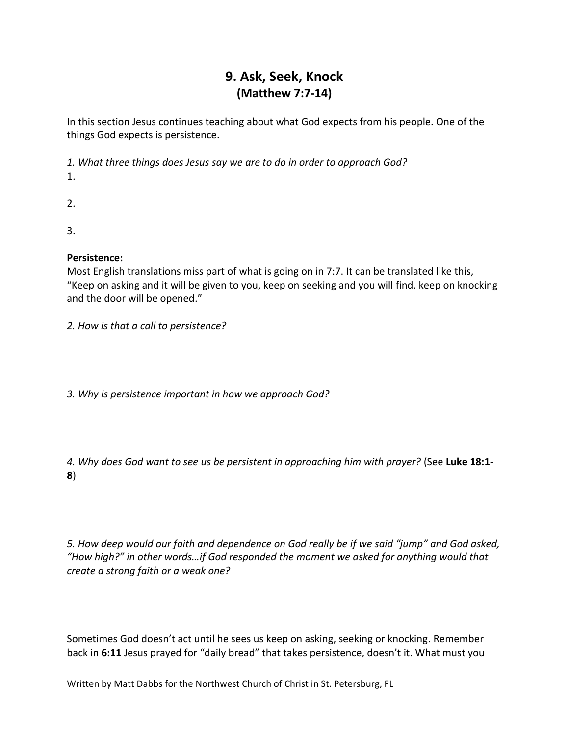# 9. Ask, Seek, Knock
## (Matthew 7:7-14)

In this section Jesus continues teaching about what God expects from his people. One of the things God expects is persistence.

*1. What three things does Jesus say we are to do in order to approach God?*

1.

2.

3.

**Persistence:**

Most English translations miss part of what is going on in 7:7. It can be translated like this, "Keep on asking and it will be given to you, keep on seeking and you will find, keep on knocking and the door will be opened."

*2. How is that a call to persistence?*

*3. Why is persistence important in how we approach God?*

*4. Why does God want to see us be persistent in approaching him with prayer?* (See **Luke 18:1-8**)

*5. How deep would our faith and dependence on God really be if we said "jump" and God asked, "How high?" in other words…if God responded the moment we asked for anything would that create a strong faith or a weak one?*

Sometimes God doesn't act until he sees us keep on asking, seeking or knocking. Remember back in **6:11** Jesus prayed for "daily bread" that takes persistence, doesn't it. What must you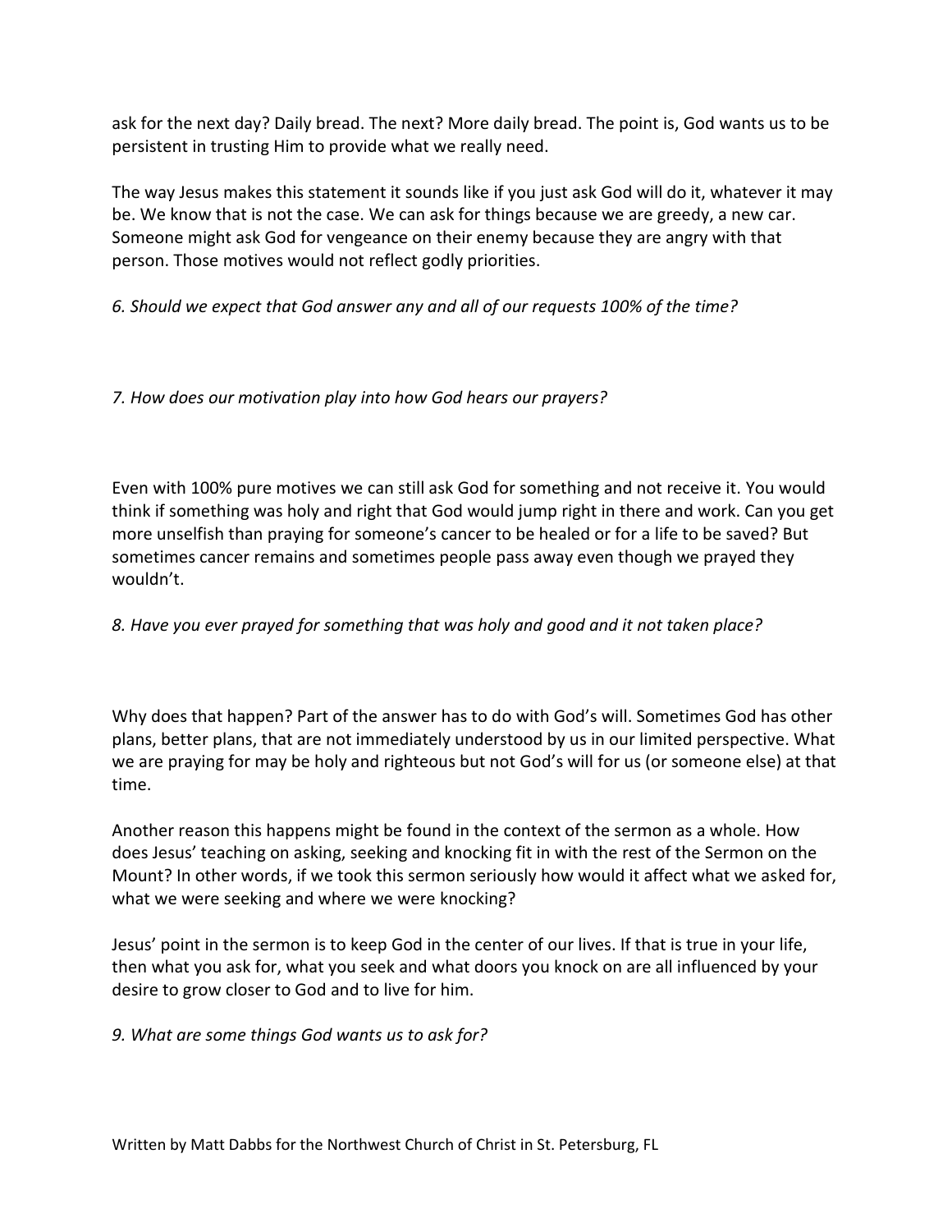ask for the next day? Daily bread. The next? More daily bread. The point is, God wants us to be persistent in trusting Him to provide what we really need.

The way Jesus makes this statement it sounds like if you just ask God will do it, whatever it may be. We know that is not the case. We can ask for things because we are greedy, a new car. Someone might ask God for vengeance on their enemy because they are angry with that person. Those motives would not reflect godly priorities.

*6. Should we expect that God answer any and all of our requests 100% of the time?*

*7. How does our motivation play into how God hears our prayers?*

Even with 100% pure motives we can still ask God for something and not receive it. You would think if something was holy and right that God would jump right in there and work. Can you get more unselfish than praying for someone's cancer to be healed or for a life to be saved? But sometimes cancer remains and sometimes people pass away even though we prayed they wouldn't.

*8. Have you ever prayed for something that was holy and good and it not taken place?*

Why does that happen? Part of the answer has to do with God's will. Sometimes God has other plans, better plans, that are not immediately understood by us in our limited perspective. What we are praying for may be holy and righteous but not God's will for us (or someone else) at that time.

Another reason this happens might be found in the context of the sermon as a whole. How does Jesus' teaching on asking, seeking and knocking fit in with the rest of the Sermon on the Mount? In other words, if we took this sermon seriously how would it affect what we asked for, what we were seeking and where we were knocking?

Jesus' point in the sermon is to keep God in the center of our lives. If that is true in your life, then what you ask for, what you seek and what doors you knock on are all influenced by your desire to grow closer to God and to live for him.

*9. What are some things God wants us to ask for?*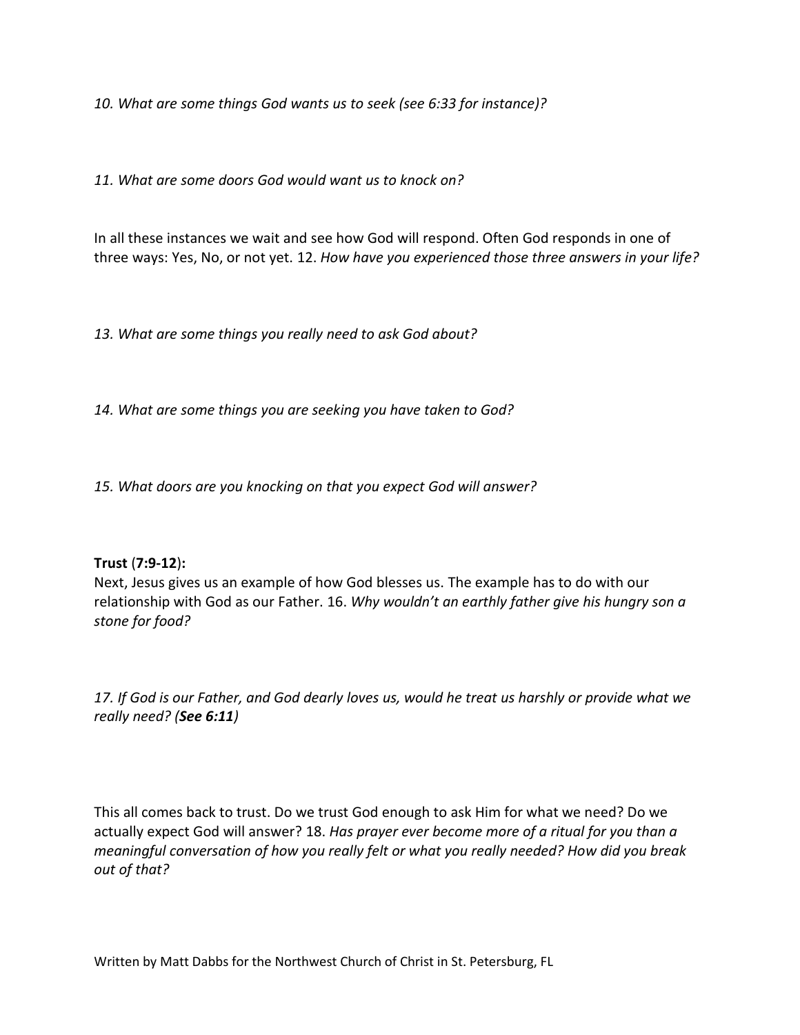*10. What are some things God wants us to seek (see 6:33 for instance)?*

*11. What are some doors God would want us to knock on?*

In all these instances we wait and see how God will respond. Often God responds in one of three ways: Yes, No, or not yet. 12. *How have you experienced those three answers in your life?*

*13. What are some things you really need to ask God about?*

*14. What are some things you are seeking you have taken to God?*

*15. What doors are you knocking on that you expect God will answer?*

**Trust** (**7:9-12**)**:**
Next, Jesus gives us an example of how God blesses us. The example has to do with our relationship with God as our Father. 16. *Why wouldn't an earthly father give his hungry son a stone for food?*

*17. If God is our Father, and God dearly loves us, would he treat us harshly or provide what we really need? (**See 6:11**)*

This all comes back to trust. Do we trust God enough to ask Him for what we need? Do we actually expect God will answer? 18. *Has prayer ever become more of a ritual for you than a meaningful conversation of how you really felt or what you really needed? How did you break out of that?*

Written by Matt Dabbs for the Northwest Church of Christ in St. Petersburg, FL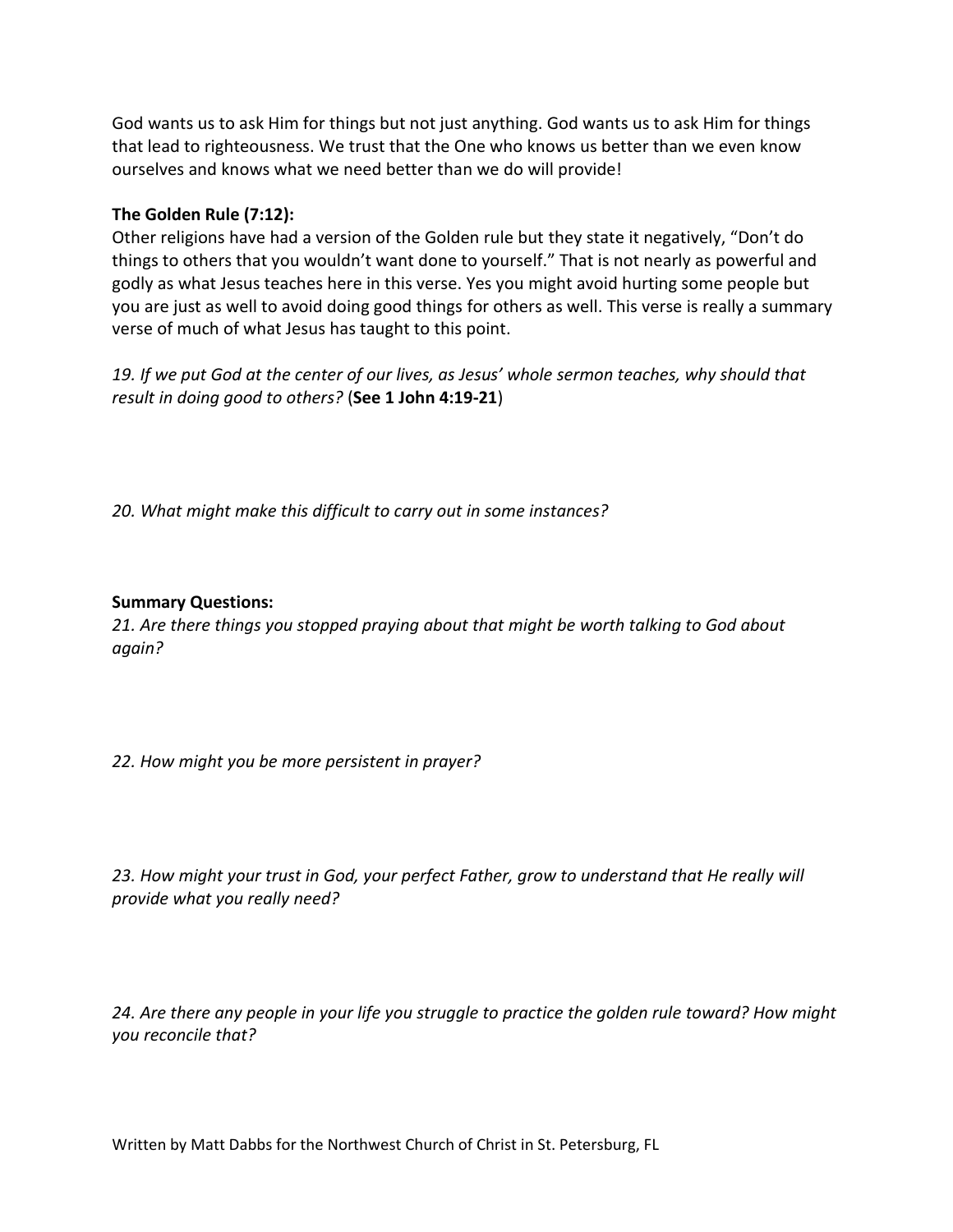God wants us to ask Him for things but not just anything. God wants us to ask Him for things that lead to righteousness. We trust that the One who knows us better than we even know ourselves and knows what we need better than we do will provide!

**The Golden Rule (7:12):**
Other religions have had a version of the Golden rule but they state it negatively, "Don't do things to others that you wouldn't want done to yourself." That is not nearly as powerful and godly as what Jesus teaches here in this verse. Yes you might avoid hurting some people but you are just as well to avoid doing good things for others as well. This verse is really a summary verse of much of what Jesus has taught to this point.

*19. If we put God at the center of our lives, as Jesus' whole sermon teaches, why should that result in doing good to others?* (**See 1 John 4:19-21**)

*20. What might make this difficult to carry out in some instances?*

**Summary Questions:**
*21. Are there things you stopped praying about that might be worth talking to God about again?*

*22. How might you be more persistent in prayer?*

*23. How might your trust in God, your perfect Father, grow to understand that He really will provide what you really need?*

*24. Are there any people in your life you struggle to practice the golden rule toward? How might you reconcile that?*

Written by Matt Dabbs for the Northwest Church of Christ in St. Petersburg, FL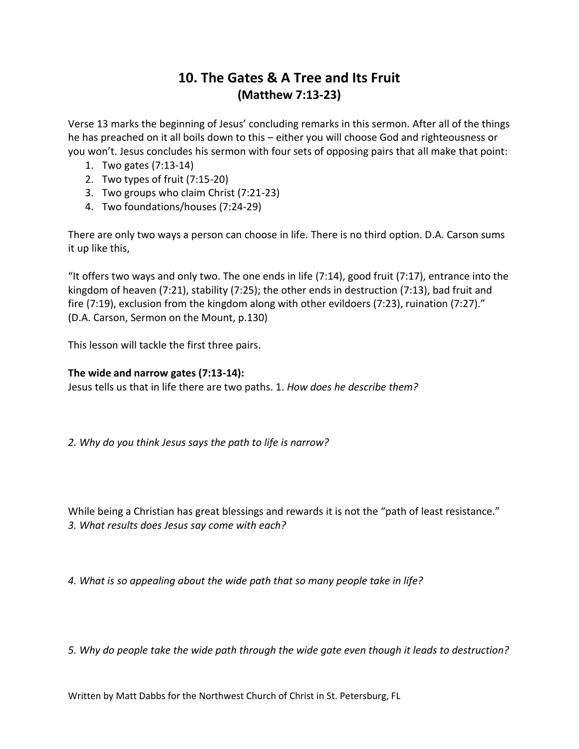# 10. The Gates & A Tree and Its Fruit
## (Matthew 7:13-23)

Verse 13 marks the beginning of Jesus' concluding remarks in this sermon. After all of the things he has preached on it all boils down to this – either you will choose God and righteousness or you won't. Jesus concludes his sermon with four sets of opposing pairs that all make that point:

1. Two gates (7:13-14)
2. Two types of fruit (7:15-20)
3. Two groups who claim Christ (7:21-23)
4. Two foundations/houses (7:24-29)

There are only two ways a person can choose in life. There is no third option. D.A. Carson sums it up like this,

"It offers two ways and only two. The one ends in life (7:14), good fruit (7:17), entrance into the kingdom of heaven (7:21), stability (7:25); the other ends in destruction (7:13), bad fruit and fire (7:19), exclusion from the kingdom along with other evildoers (7:23), ruination (7:27)." (D.A. Carson, Sermon on the Mount, p.130)

This lesson will tackle the first three pairs.

**The wide and narrow gates (7:13-14):**
Jesus tells us that in life there are two paths. 1. *How does he describe them?*

*2. Why do you think Jesus says the path to life is narrow?*

While being a Christian has great blessings and rewards it is not the "path of least resistance."
*3. What results does Jesus say come with each?*

*4. What is so appealing about the wide path that so many people take in life?*

*5. Why do people take the wide path through the wide gate even though it leads to destruction?*

Written by Matt Dabbs for the Northwest Church of Christ in St. Petersburg, FL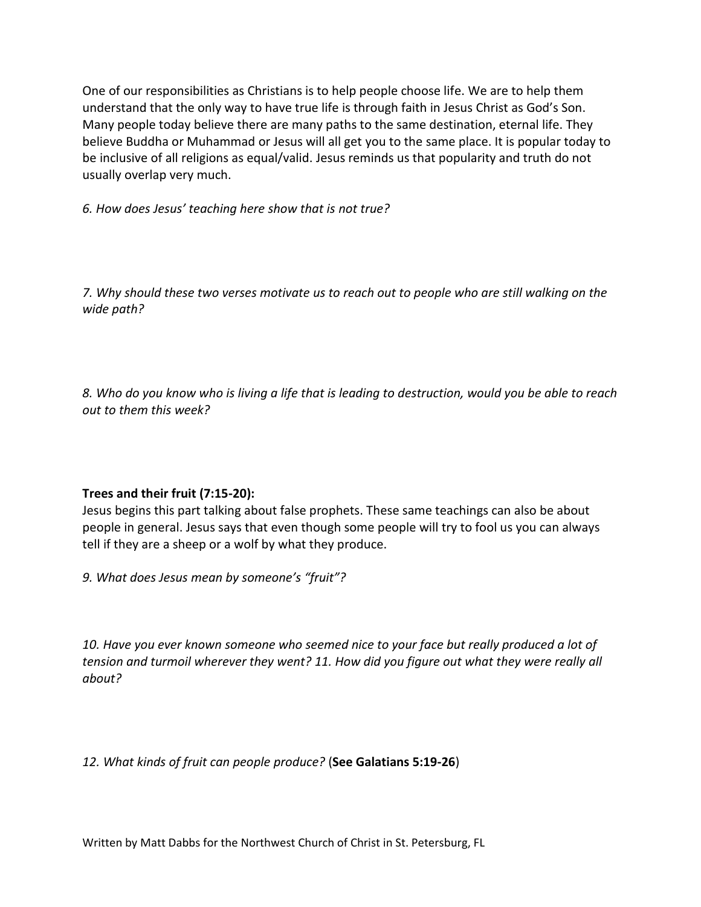One of our responsibilities as Christians is to help people choose life. We are to help them understand that the only way to have true life is through faith in Jesus Christ as God's Son. Many people today believe there are many paths to the same destination, eternal life. They believe Buddha or Muhammad or Jesus will all get you to the same place. It is popular today to be inclusive of all religions as equal/valid. Jesus reminds us that popularity and truth do not usually overlap very much.

*6. How does Jesus' teaching here show that is not true?*

*7. Why should these two verses motivate us to reach out to people who are still walking on the wide path?*

*8. Who do you know who is living a life that is leading to destruction, would you be able to reach out to them this week?*

**Trees and their fruit (7:15-20):**

Jesus begins this part talking about false prophets. These same teachings can also be about people in general. Jesus says that even though some people will try to fool us you can always tell if they are a sheep or a wolf by what they produce.

*9. What does Jesus mean by someone's "fruit"?*

*10. Have you ever known someone who seemed nice to your face but really produced a lot of tension and turmoil wherever they went? 11. How did you figure out what they were really all about?*

*12. What kinds of fruit can people produce?* (**See Galatians 5:19-26**)

Written by Matt Dabbs for the Northwest Church of Christ in St. Petersburg, FL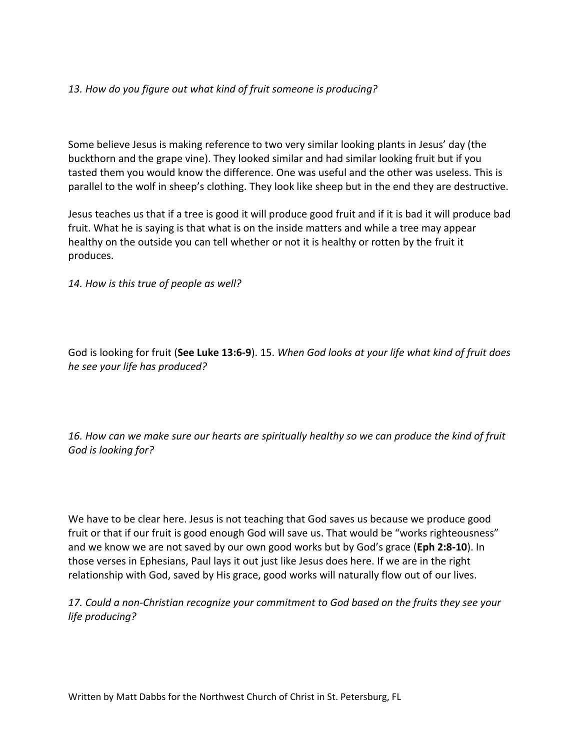*13. How do you figure out what kind of fruit someone is producing?*

Some believe Jesus is making reference to two very similar looking plants in Jesus' day (the buckthorn and the grape vine). They looked similar and had similar looking fruit but if you tasted them you would know the difference. One was useful and the other was useless. This is parallel to the wolf in sheep's clothing. They look like sheep but in the end they are destructive.

Jesus teaches us that if a tree is good it will produce good fruit and if it is bad it will produce bad fruit. What he is saying is that what is on the inside matters and while a tree may appear healthy on the outside you can tell whether or not it is healthy or rotten by the fruit it produces.

*14. How is this true of people as well?*

God is looking for fruit (**See Luke 13:6-9**). 15. *When God looks at your life what kind of fruit does he see your life has produced?*

*16. How can we make sure our hearts are spiritually healthy so we can produce the kind of fruit God is looking for?*

We have to be clear here. Jesus is not teaching that God saves us because we produce good fruit or that if our fruit is good enough God will save us. That would be "works righteousness" and we know we are not saved by our own good works but by God's grace (**Eph 2:8-10**). In those verses in Ephesians, Paul lays it out just like Jesus does here. If we are in the right relationship with God, saved by His grace, good works will naturally flow out of our lives.

*17. Could a non-Christian recognize your commitment to God based on the fruits they see your life producing?*

Written by Matt Dabbs for the Northwest Church of Christ in St. Petersburg, FL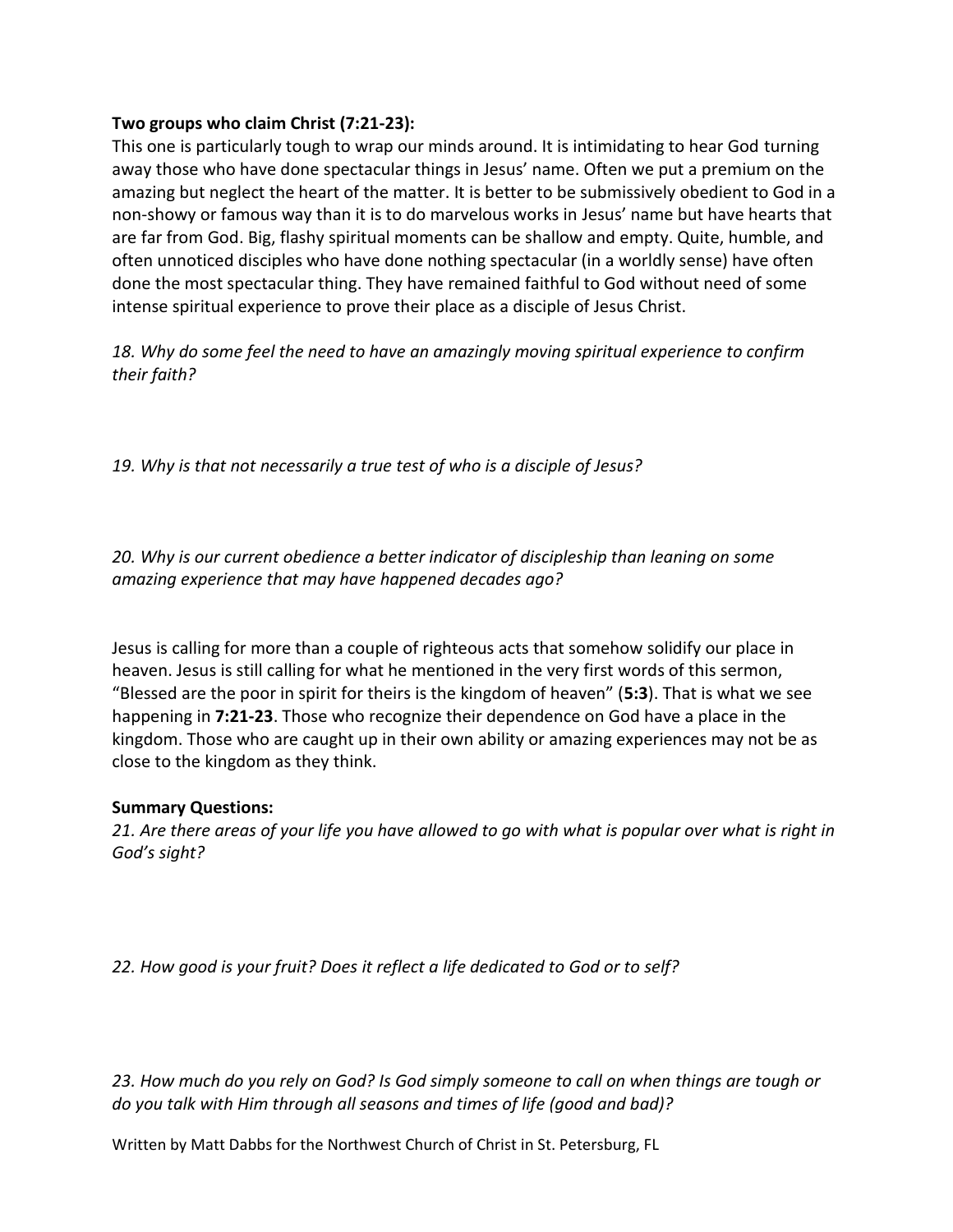**Two groups who claim Christ (7:21-23):**

This one is particularly tough to wrap our minds around. It is intimidating to hear God turning away those who have done spectacular things in Jesus' name. Often we put a premium on the amazing but neglect the heart of the matter. It is better to be submissively obedient to God in a non-showy or famous way than it is to do marvelous works in Jesus' name but have hearts that are far from God. Big, flashy spiritual moments can be shallow and empty. Quite, humble, and often unnoticed disciples who have done nothing spectacular (in a worldly sense) have often done the most spectacular thing. They have remained faithful to God without need of some intense spiritual experience to prove their place as a disciple of Jesus Christ.

*18. Why do some feel the need to have an amazingly moving spiritual experience to confirm their faith?*

*19. Why is that not necessarily a true test of who is a disciple of Jesus?*

*20. Why is our current obedience a better indicator of discipleship than leaning on some amazing experience that may have happened decades ago?*

Jesus is calling for more than a couple of righteous acts that somehow solidify our place in heaven. Jesus is still calling for what he mentioned in the very first words of this sermon, "Blessed are the poor in spirit for theirs is the kingdom of heaven" (**5:3**). That is what we see happening in **7:21-23**. Those who recognize their dependence on God have a place in the kingdom. Those who are caught up in their own ability or amazing experiences may not be as close to the kingdom as they think.

**Summary Questions:**

*21. Are there areas of your life you have allowed to go with what is popular over what is right in God's sight?*

*22. How good is your fruit? Does it reflect a life dedicated to God or to self?*

*23. How much do you rely on God? Is God simply someone to call on when things are tough or do you talk with Him through all seasons and times of life (good and bad)?*

Written by Matt Dabbs for the Northwest Church of Christ in St. Petersburg, FL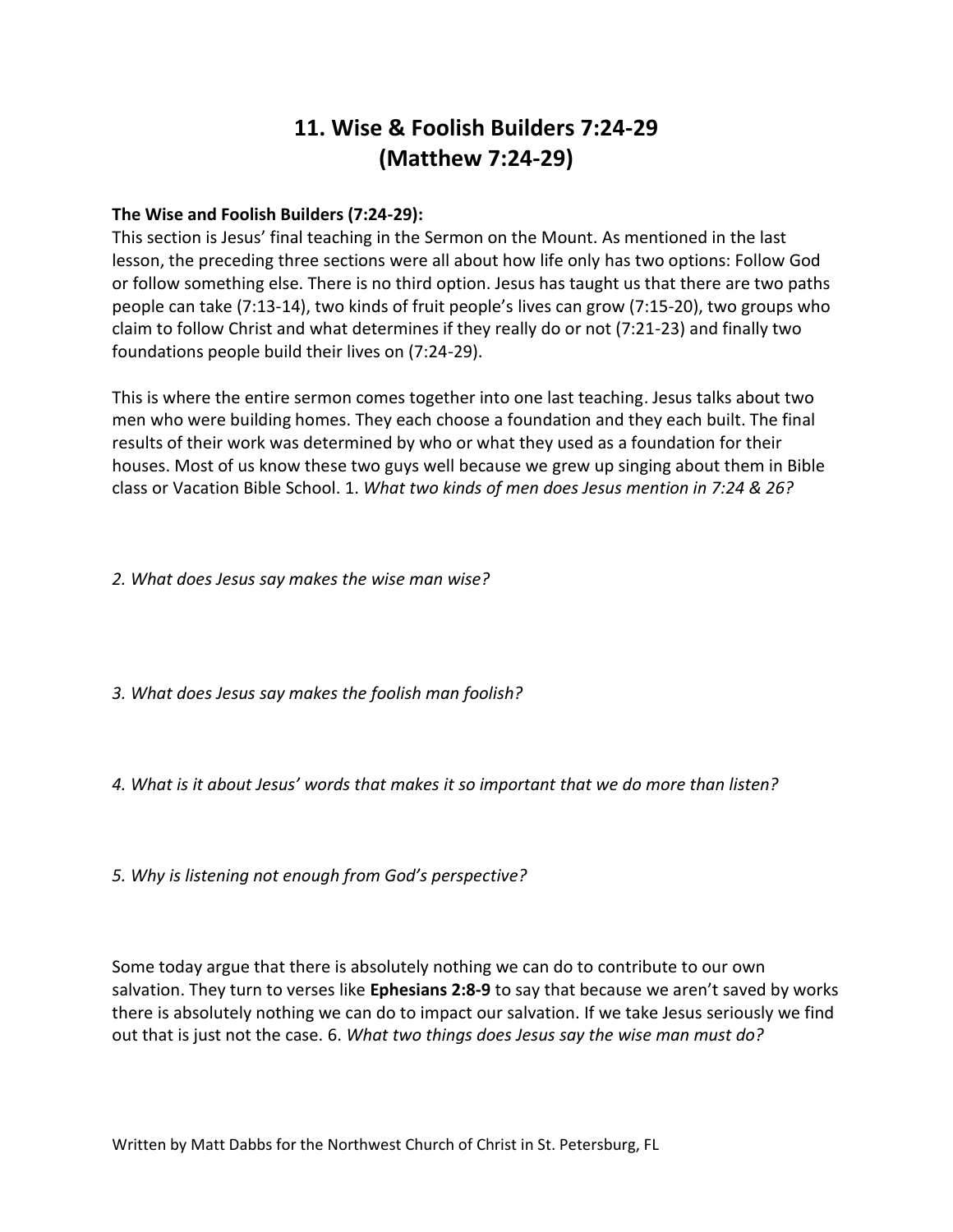# 11. Wise & Foolish Builders 7:24-29 (Matthew 7:24-29)

**The Wise and Foolish Builders (7:24-29):**
This section is Jesus' final teaching in the Sermon on the Mount. As mentioned in the last lesson, the preceding three sections were all about how life only has two options: Follow God or follow something else. There is no third option. Jesus has taught us that there are two paths people can take (7:13-14), two kinds of fruit people's lives can grow (7:15-20), two groups who claim to follow Christ and what determines if they really do or not (7:21-23) and finally two foundations people build their lives on (7:24-29).

This is where the entire sermon comes together into one last teaching. Jesus talks about two men who were building homes. They each choose a foundation and they each built. The final results of their work was determined by who or what they used as a foundation for their houses. Most of us know these two guys well because we grew up singing about them in Bible class or Vacation Bible School. 1. *What two kinds of men does Jesus mention in 7:24 & 26?*

*2. What does Jesus say makes the wise man wise?*

*3. What does Jesus say makes the foolish man foolish?*

*4. What is it about Jesus' words that makes it so important that we do more than listen?*

*5. Why is listening not enough from God's perspective?*

Some today argue that there is absolutely nothing we can do to contribute to our own salvation. They turn to verses like **Ephesians 2:8-9** to say that because we aren't saved by works there is absolutely nothing we can do to impact our salvation. If we take Jesus seriously we find out that is just not the case. 6. *What two things does Jesus say the wise man must do?*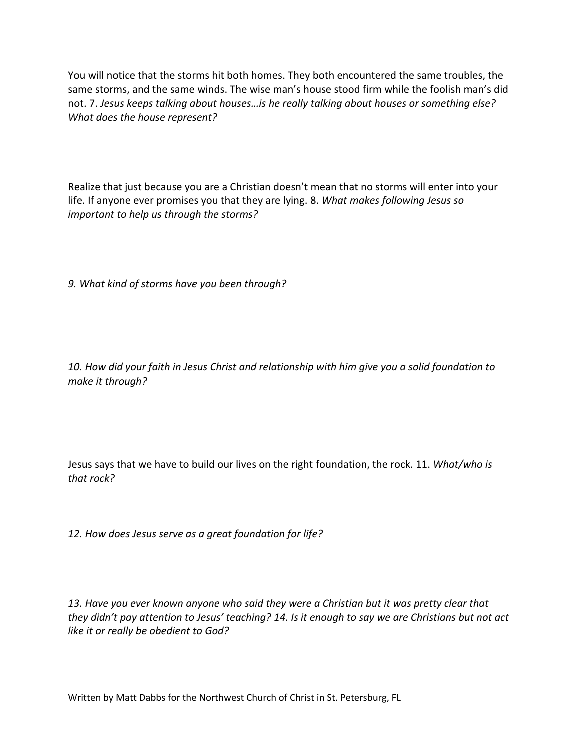You will notice that the storms hit both homes. They both encountered the same troubles, the same storms, and the same winds. The wise man's house stood firm while the foolish man's did not. 7. *Jesus keeps talking about houses…is he really talking about houses or something else? What does the house represent?*

Realize that just because you are a Christian doesn't mean that no storms will enter into your life. If anyone ever promises you that they are lying. 8. *What makes following Jesus so important to help us through the storms?*

*9. What kind of storms have you been through?*

*10. How did your faith in Jesus Christ and relationship with him give you a solid foundation to make it through?*

Jesus says that we have to build our lives on the right foundation, the rock. 11. *What/who is that rock?*

*12. How does Jesus serve as a great foundation for life?*

*13. Have you ever known anyone who said they were a Christian but it was pretty clear that they didn't pay attention to Jesus' teaching? 14. Is it enough to say we are Christians but not act like it or really be obedient to God?*

Written by Matt Dabbs for the Northwest Church of Christ in St. Petersburg, FL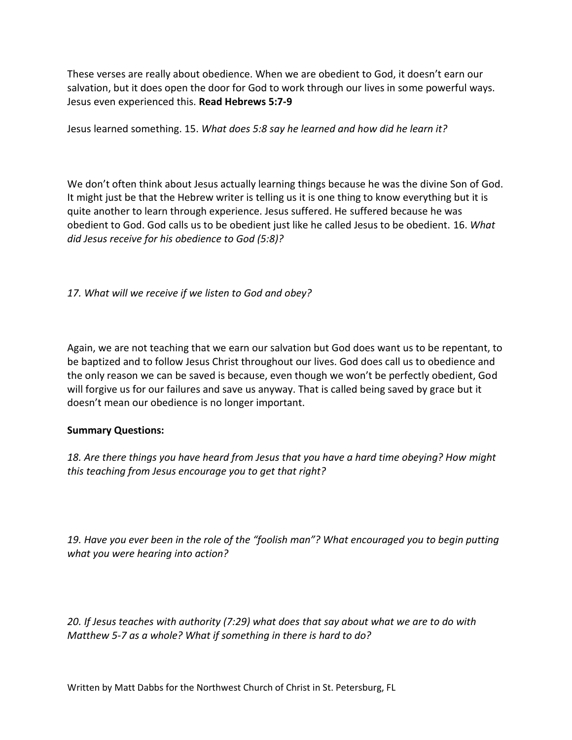These verses are really about obedience. When we are obedient to God, it doesn't earn our salvation, but it does open the door for God to work through our lives in some powerful ways. Jesus even experienced this. **Read Hebrews 5:7-9**

Jesus learned something. 15. *What does 5:8 say he learned and how did he learn it?*

We don't often think about Jesus actually learning things because he was the divine Son of God. It might just be that the Hebrew writer is telling us it is one thing to know everything but it is quite another to learn through experience. Jesus suffered. He suffered because he was obedient to God. God calls us to be obedient just like he called Jesus to be obedient. 16. *What did Jesus receive for his obedience to God (5:8)?*

*17. What will we receive if we listen to God and obey?*

Again, we are not teaching that we earn our salvation but God does want us to be repentant, to be baptized and to follow Jesus Christ throughout our lives. God does call us to obedience and the only reason we can be saved is because, even though we won't be perfectly obedient, God will forgive us for our failures and save us anyway. That is called being saved by grace but it doesn't mean our obedience is no longer important.

**Summary Questions:**

*18. Are there things you have heard from Jesus that you have a hard time obeying? How might this teaching from Jesus encourage you to get that right?*

*19. Have you ever been in the role of the "foolish man"? What encouraged you to begin putting what you were hearing into action?*

*20. If Jesus teaches with authority (7:29) what does that say about what we are to do with Matthew 5-7 as a whole? What if something in there is hard to do?*

Written by Matt Dabbs for the Northwest Church of Christ in St. Petersburg, FL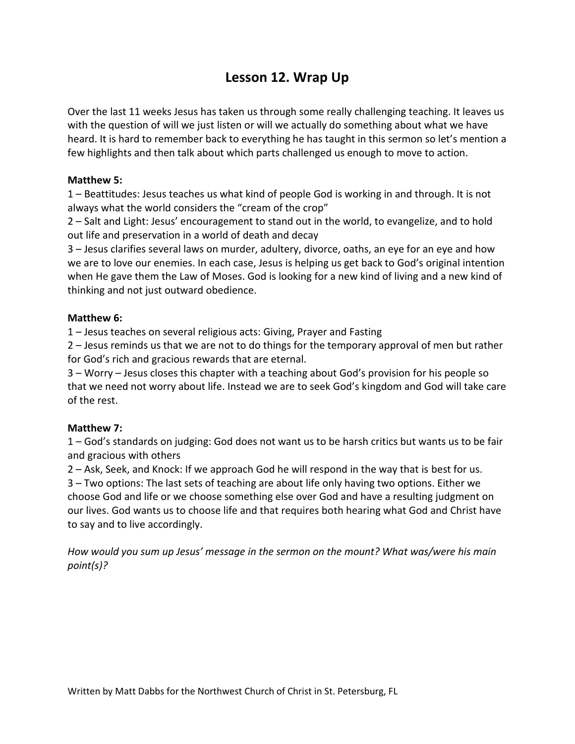# Lesson 12. Wrap Up

Over the last 11 weeks Jesus has taken us through some really challenging teaching. It leaves us with the question of will we just listen or will we actually do something about what we have heard. It is hard to remember back to everything he has taught in this sermon so let's mention a few highlights and then talk about which parts challenged us enough to move to action.

**Matthew 5:**

1 – Beattitudes: Jesus teaches us what kind of people God is working in and through. It is not always what the world considers the "cream of the crop"

2 – Salt and Light: Jesus' encouragement to stand out in the world, to evangelize, and to hold out life and preservation in a world of death and decay

3 – Jesus clarifies several laws on murder, adultery, divorce, oaths, an eye for an eye and how we are to love our enemies. In each case, Jesus is helping us get back to God's original intention when He gave them the Law of Moses. God is looking for a new kind of living and a new kind of thinking and not just outward obedience.

**Matthew 6:**

1 – Jesus teaches on several religious acts: Giving, Prayer and Fasting

2 – Jesus reminds us that we are not to do things for the temporary approval of men but rather for God's rich and gracious rewards that are eternal.

3 – Worry – Jesus closes this chapter with a teaching about God's provision for his people so that we need not worry about life. Instead we are to seek God's kingdom and God will take care of the rest.

**Matthew 7:**

1 – God's standards on judging: God does not want us to be harsh critics but wants us to be fair and gracious with others

2 – Ask, Seek, and Knock: If we approach God he will respond in the way that is best for us.

3 – Two options: The last sets of teaching are about life only having two options. Either we choose God and life or we choose something else over God and have a resulting judgment on our lives. God wants us to choose life and that requires both hearing what God and Christ have to say and to live accordingly.

*How would you sum up Jesus' message in the sermon on the mount? What was/were his main point(s)?*

Written by Matt Dabbs for the Northwest Church of Christ in St. Petersburg, FL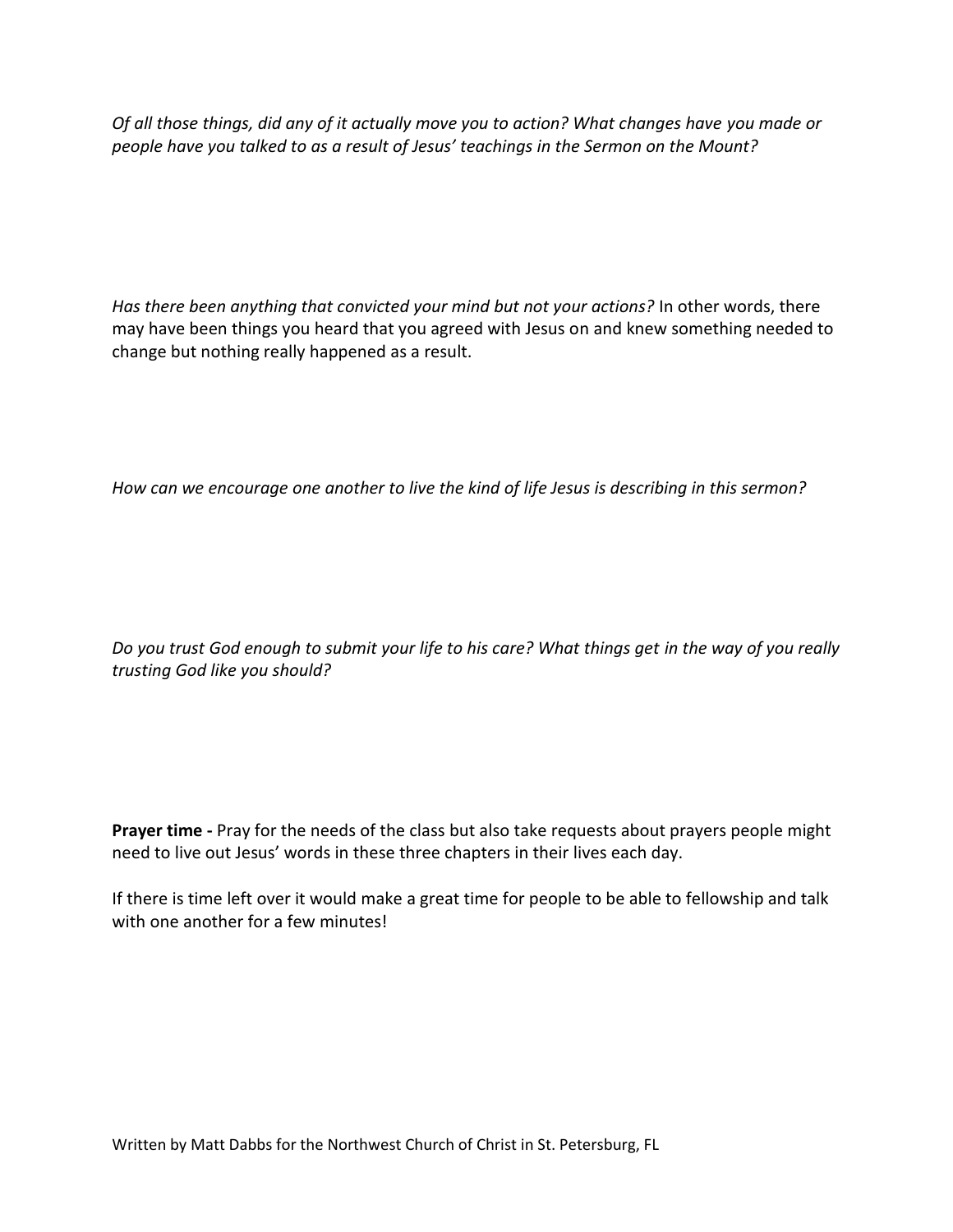*Of all those things, did any of it actually move you to action? What changes have you made or people have you talked to as a result of Jesus' teachings in the Sermon on the Mount?*

*Has there been anything that convicted your mind but not your actions?* In other words, there may have been things you heard that you agreed with Jesus on and knew something needed to change but nothing really happened as a result.

*How can we encourage one another to live the kind of life Jesus is describing in this sermon?*

*Do you trust God enough to submit your life to his care? What things get in the way of you really trusting God like you should?*

**Prayer time -** Pray for the needs of the class but also take requests about prayers people might need to live out Jesus' words in these three chapters in their lives each day.

If there is time left over it would make a great time for people to be able to fellowship and talk with one another for a few minutes!

Written by Matt Dabbs for the Northwest Church of Christ in St. Petersburg, FL